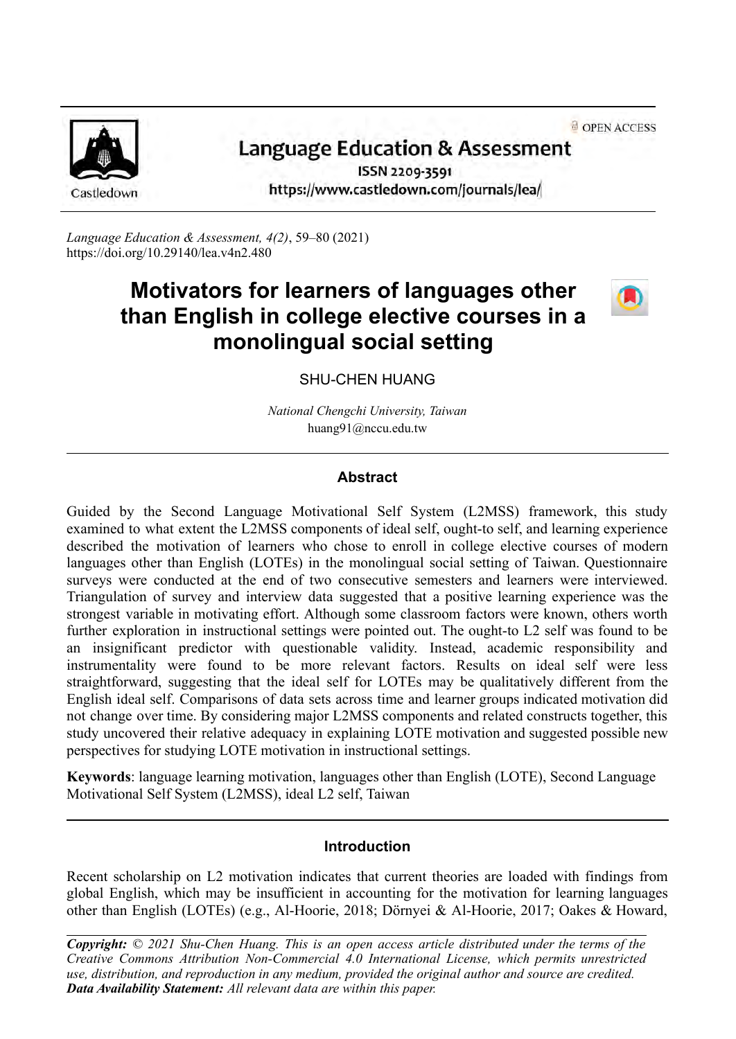Language Education & Assessment

ISSN 2209-3591

https://www.castledown.com/journals/lea/

*Language Education & Assessment, 4(2)*, 59–80 (2021)
https://doi.org/10.29140/lea.v4n2.480

# Motivators for learners of languages other than English in college elective courses in a monolingual social setting

SHU-CHEN HUANG

*National Chengchi University, Taiwan*
huang91@nccu.edu.tw

## Abstract

Guided by the Second Language Motivational Self System (L2MSS) framework, this study examined to what extent the L2MSS components of ideal self, ought-to self, and learning experience described the motivation of learners who chose to enroll in college elective courses of modern languages other than English (LOTEs) in the monolingual social setting of Taiwan. Questionnaire surveys were conducted at the end of two consecutive semesters and learners were interviewed. Triangulation of survey and interview data suggested that a positive learning experience was the strongest variable in motivating effort. Although some classroom factors were known, others worth further exploration in instructional settings were pointed out. The ought-to L2 self was found to be an insignificant predictor with questionable validity. Instead, academic responsibility and instrumentality were found to be more relevant factors. Results on ideal self were less straightforward, suggesting that the ideal self for LOTEs may be qualitatively different from the English ideal self. Comparisons of data sets across time and learner groups indicated motivation did not change over time. By considering major L2MSS components and related constructs together, this study uncovered their relative adequacy in explaining LOTE motivation and suggested possible new perspectives for studying LOTE motivation in instructional settings.

**Keywords**: language learning motivation, languages other than English (LOTE), Second Language Motivational Self System (L2MSS), ideal L2 self, Taiwan

## Introduction

Recent scholarship on L2 motivation indicates that current theories are loaded with findings from global English, which may be insufficient in accounting for the motivation for learning languages other than English (LOTEs) (e.g., Al-Hoorie, 2018; Dörnyei & Al-Hoorie, 2017; Oakes & Howard,

***Copyright:*** *© 2021 Shu-Chen Huang. This is an open access article distributed under the terms of the Creative Commons Attribution Non-Commercial 4.0 International License, which permits unrestricted use, distribution, and reproduction in any medium, provided the original author and source are credited.*
***Data Availability Statement:*** *All relevant data are within this paper.*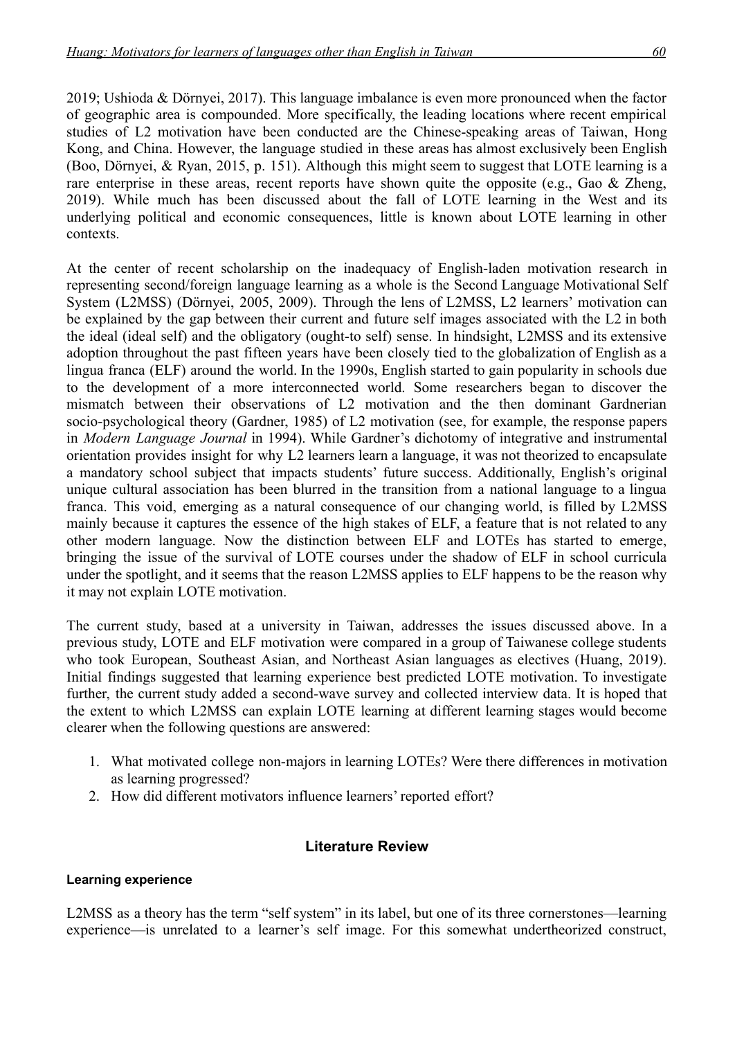2019; Ushioda & Dörnyei, 2017). This language imbalance is even more pronounced when the factor of geographic area is compounded. More specifically, the leading locations where recent empirical studies of L2 motivation have been conducted are the Chinese-speaking areas of Taiwan, Hong Kong, and China. However, the language studied in these areas has almost exclusively been English (Boo, Dörnyei, & Ryan, 2015, p. 151). Although this might seem to suggest that LOTE learning is a rare enterprise in these areas, recent reports have shown quite the opposite (e.g., Gao & Zheng, 2019). While much has been discussed about the fall of LOTE learning in the West and its underlying political and economic consequences, little is known about LOTE learning in other contexts.

At the center of recent scholarship on the inadequacy of English-laden motivation research in representing second/foreign language learning as a whole is the Second Language Motivational Self System (L2MSS) (Dörnyei, 2005, 2009). Through the lens of L2MSS, L2 learners' motivation can be explained by the gap between their current and future self images associated with the L2 in both the ideal (ideal self) and the obligatory (ought-to self) sense. In hindsight, L2MSS and its extensive adoption throughout the past fifteen years have been closely tied to the globalization of English as a lingua franca (ELF) around the world. In the 1990s, English started to gain popularity in schools due to the development of a more interconnected world. Some researchers began to discover the mismatch between their observations of L2 motivation and the then dominant Gardnerian socio-psychological theory (Gardner, 1985) of L2 motivation (see, for example, the response papers in *Modern Language Journal* in 1994). While Gardner's dichotomy of integrative and instrumental orientation provides insight for why L2 learners learn a language, it was not theorized to encapsulate a mandatory school subject that impacts students' future success. Additionally, English's original unique cultural association has been blurred in the transition from a national language to a lingua franca. This void, emerging as a natural consequence of our changing world, is filled by L2MSS mainly because it captures the essence of the high stakes of ELF, a feature that is not related to any other modern language. Now the distinction between ELF and LOTEs has started to emerge, bringing the issue of the survival of LOTE courses under the shadow of ELF in school curricula under the spotlight, and it seems that the reason L2MSS applies to ELF happens to be the reason why it may not explain LOTE motivation.

The current study, based at a university in Taiwan, addresses the issues discussed above. In a previous study, LOTE and ELF motivation were compared in a group of Taiwanese college students who took European, Southeast Asian, and Northeast Asian languages as electives (Huang, 2019). Initial findings suggested that learning experience best predicted LOTE motivation. To investigate further, the current study added a second-wave survey and collected interview data. It is hoped that the extent to which L2MSS can explain LOTE learning at different learning stages would become clearer when the following questions are answered:

1. What motivated college non-majors in learning LOTEs? Were there differences in motivation as learning progressed?
2. How did different motivators influence learners' reported effort?

## Literature Review

### Learning experience

L2MSS as a theory has the term "self system" in its label, but one of its three cornerstones—learning experience—is unrelated to a learner's self image. For this somewhat undertheorized construct,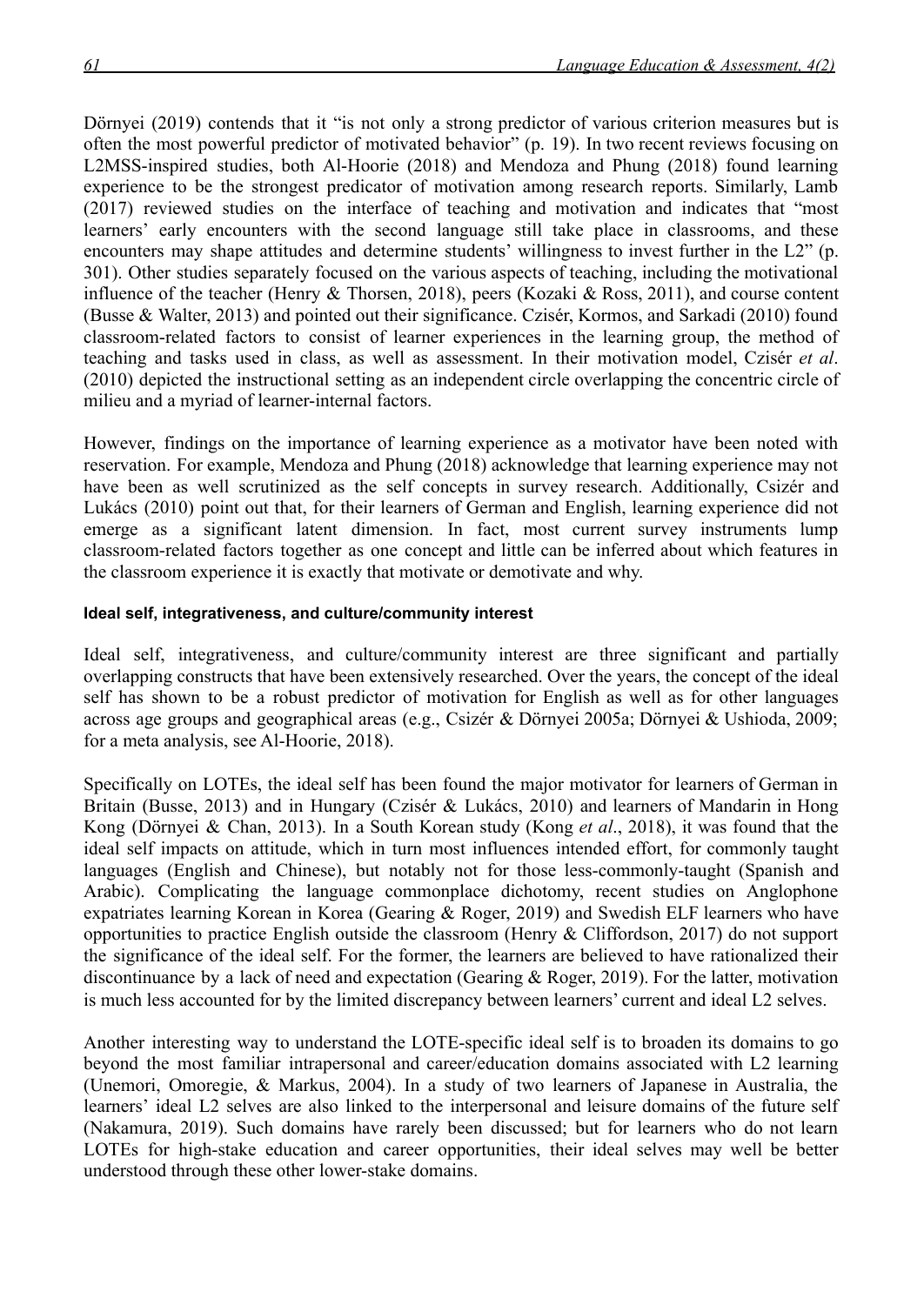Dörnyei (2019) contends that it "is not only a strong predictor of various criterion measures but is often the most powerful predictor of motivated behavior" (p. 19). In two recent reviews focusing on L2MSS-inspired studies, both Al-Hoorie (2018) and Mendoza and Phung (2018) found learning experience to be the strongest predicator of motivation among research reports. Similarly, Lamb (2017) reviewed studies on the interface of teaching and motivation and indicates that "most learners' early encounters with the second language still take place in classrooms, and these encounters may shape attitudes and determine students' willingness to invest further in the L2" (p. 301). Other studies separately focused on the various aspects of teaching, including the motivational influence of the teacher (Henry & Thorsen, 2018), peers (Kozaki & Ross, 2011), and course content (Busse & Walter, 2013) and pointed out their significance. Czisér, Kormos, and Sarkadi (2010) found classroom-related factors to consist of learner experiences in the learning group, the method of teaching and tasks used in class, as well as assessment. In their motivation model, Czisér *et al*. (2010) depicted the instructional setting as an independent circle overlapping the concentric circle of milieu and a myriad of learner-internal factors.

However, findings on the importance of learning experience as a motivator have been noted with reservation. For example, Mendoza and Phung (2018) acknowledge that learning experience may not have been as well scrutinized as the self concepts in survey research. Additionally, Csizér and Lukács (2010) point out that, for their learners of German and English, learning experience did not emerge as a significant latent dimension. In fact, most current survey instruments lump classroom-related factors together as one concept and little can be inferred about which features in the classroom experience it is exactly that motivate or demotivate and why.

#### Ideal self, integrativeness, and culture/community interest

Ideal self, integrativeness, and culture/community interest are three significant and partially overlapping constructs that have been extensively researched. Over the years, the concept of the ideal self has shown to be a robust predictor of motivation for English as well as for other languages across age groups and geographical areas (e.g., Csizér & Dörnyei 2005a; Dörnyei & Ushioda, 2009; for a meta analysis, see Al-Hoorie, 2018).

Specifically on LOTEs, the ideal self has been found the major motivator for learners of German in Britain (Busse, 2013) and in Hungary (Czisér & Lukács, 2010) and learners of Mandarin in Hong Kong (Dörnyei & Chan, 2013). In a South Korean study (Kong *et al*., 2018), it was found that the ideal self impacts on attitude, which in turn most influences intended effort, for commonly taught languages (English and Chinese), but notably not for those less-commonly-taught (Spanish and Arabic). Complicating the language commonplace dichotomy, recent studies on Anglophone expatriates learning Korean in Korea (Gearing & Roger, 2019) and Swedish ELF learners who have opportunities to practice English outside the classroom (Henry & Cliffordson, 2017) do not support the significance of the ideal self. For the former, the learners are believed to have rationalized their discontinuance by a lack of need and expectation (Gearing & Roger, 2019). For the latter, motivation is much less accounted for by the limited discrepancy between learners' current and ideal L2 selves.

Another interesting way to understand the LOTE-specific ideal self is to broaden its domains to go beyond the most familiar intrapersonal and career/education domains associated with L2 learning (Unemori, Omoregie, & Markus, 2004). In a study of two learners of Japanese in Australia, the learners' ideal L2 selves are also linked to the interpersonal and leisure domains of the future self (Nakamura, 2019). Such domains have rarely been discussed; but for learners who do not learn LOTEs for high-stake education and career opportunities, their ideal selves may well be better understood through these other lower-stake domains.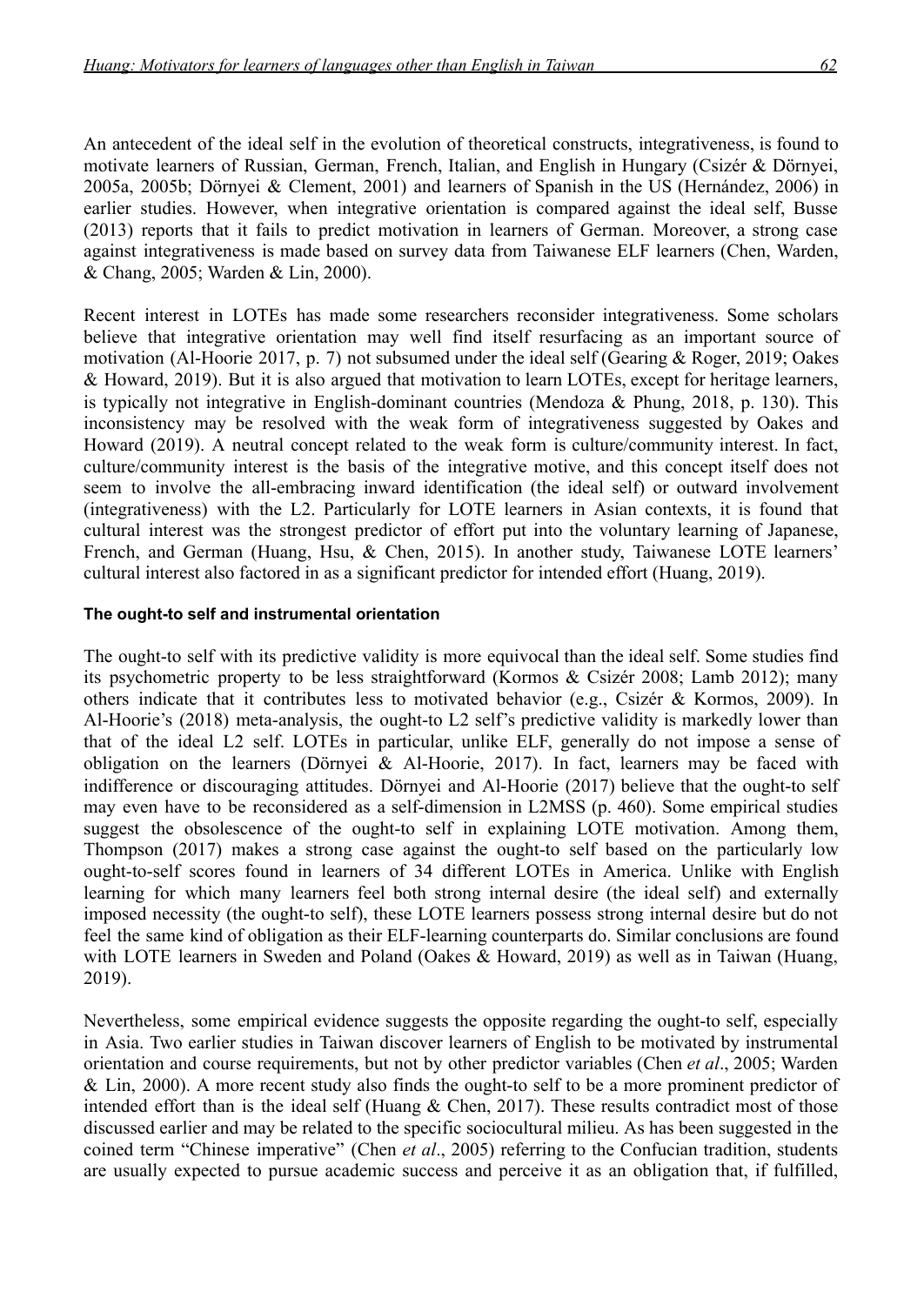An antecedent of the ideal self in the evolution of theoretical constructs, integrativeness, is found to motivate learners of Russian, German, French, Italian, and English in Hungary (Csizér & Dörnyei, 2005a, 2005b; Dörnyei & Clement, 2001) and learners of Spanish in the US (Hernández, 2006) in earlier studies. However, when integrative orientation is compared against the ideal self, Busse (2013) reports that it fails to predict motivation in learners of German. Moreover, a strong case against integrativeness is made based on survey data from Taiwanese ELF learners (Chen, Warden, & Chang, 2005; Warden & Lin, 2000).

Recent interest in LOTEs has made some researchers reconsider integrativeness. Some scholars believe that integrative orientation may well find itself resurfacing as an important source of motivation (Al-Hoorie 2017, p. 7) not subsumed under the ideal self (Gearing & Roger, 2019; Oakes & Howard, 2019). But it is also argued that motivation to learn LOTEs, except for heritage learners, is typically not integrative in English-dominant countries (Mendoza & Phung, 2018, p. 130). This inconsistency may be resolved with the weak form of integrativeness suggested by Oakes and Howard (2019). A neutral concept related to the weak form is culture/community interest. In fact, culture/community interest is the basis of the integrative motive, and this concept itself does not seem to involve the all-embracing inward identification (the ideal self) or outward involvement (integrativeness) with the L2. Particularly for LOTE learners in Asian contexts, it is found that cultural interest was the strongest predictor of effort put into the voluntary learning of Japanese, French, and German (Huang, Hsu, & Chen, 2015). In another study, Taiwanese LOTE learners' cultural interest also factored in as a significant predictor for intended effort (Huang, 2019).

#### The ought-to self and instrumental orientation

The ought-to self with its predictive validity is more equivocal than the ideal self. Some studies find its psychometric property to be less straightforward (Kormos & Csizér 2008; Lamb 2012); many others indicate that it contributes less to motivated behavior (e.g., Csizér & Kormos, 2009). In Al-Hoorie's (2018) meta-analysis, the ought-to L2 self's predictive validity is markedly lower than that of the ideal L2 self. LOTEs in particular, unlike ELF, generally do not impose a sense of obligation on the learners (Dörnyei & Al-Hoorie, 2017). In fact, learners may be faced with indifference or discouraging attitudes. Dörnyei and Al-Hoorie (2017) believe that the ought-to self may even have to be reconsidered as a self-dimension in L2MSS (p. 460). Some empirical studies suggest the obsolescence of the ought-to self in explaining LOTE motivation. Among them, Thompson (2017) makes a strong case against the ought-to self based on the particularly low ought-to-self scores found in learners of 34 different LOTEs in America. Unlike with English learning for which many learners feel both strong internal desire (the ideal self) and externally imposed necessity (the ought-to self), these LOTE learners possess strong internal desire but do not feel the same kind of obligation as their ELF-learning counterparts do. Similar conclusions are found with LOTE learners in Sweden and Poland (Oakes & Howard, 2019) as well as in Taiwan (Huang, 2019).

Nevertheless, some empirical evidence suggests the opposite regarding the ought-to self, especially in Asia. Two earlier studies in Taiwan discover learners of English to be motivated by instrumental orientation and course requirements, but not by other predictor variables (Chen *et al*., 2005; Warden & Lin, 2000). A more recent study also finds the ought-to self to be a more prominent predictor of intended effort than is the ideal self (Huang & Chen, 2017). These results contradict most of those discussed earlier and may be related to the specific sociocultural milieu. As has been suggested in the coined term "Chinese imperative" (Chen *et al*., 2005) referring to the Confucian tradition, students are usually expected to pursue academic success and perceive it as an obligation that, if fulfilled,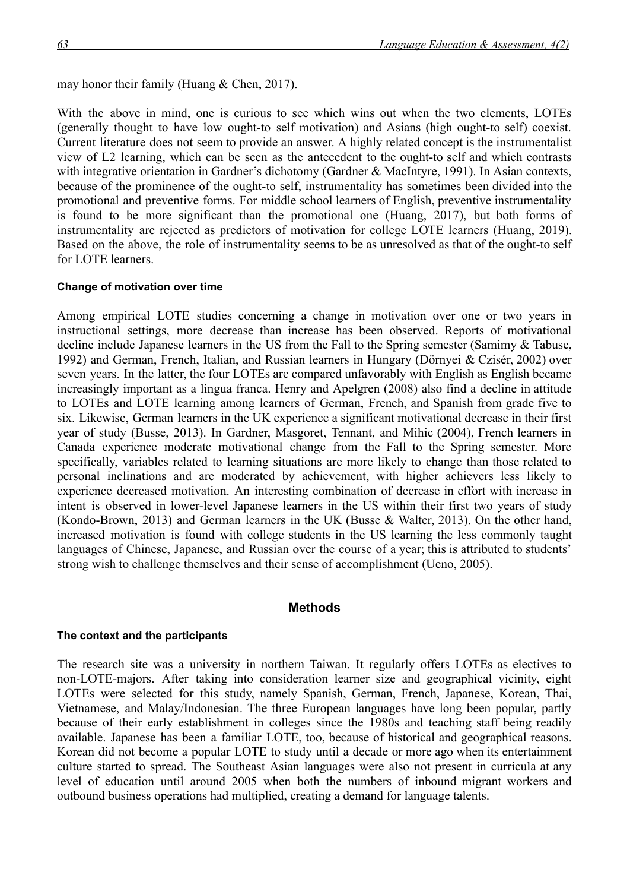may honor their family (Huang & Chen, 2017).

With the above in mind, one is curious to see which wins out when the two elements, LOTEs (generally thought to have low ought-to self motivation) and Asians (high ought-to self) coexist. Current literature does not seem to provide an answer. A highly related concept is the instrumentalist view of L2 learning, which can be seen as the antecedent to the ought-to self and which contrasts with integrative orientation in Gardner's dichotomy (Gardner & MacIntyre, 1991). In Asian contexts, because of the prominence of the ought-to self, instrumentality has sometimes been divided into the promotional and preventive forms. For middle school learners of English, preventive instrumentality is found to be more significant than the promotional one (Huang, 2017), but both forms of instrumentality are rejected as predictors of motivation for college LOTE learners (Huang, 2019). Based on the above, the role of instrumentality seems to be as unresolved as that of the ought-to self for LOTE learners.

#### Change of motivation over time

Among empirical LOTE studies concerning a change in motivation over one or two years in instructional settings, more decrease than increase has been observed. Reports of motivational decline include Japanese learners in the US from the Fall to the Spring semester (Samimy & Tabuse, 1992) and German, French, Italian, and Russian learners in Hungary (Dörnyei & Czisér, 2002) over seven years. In the latter, the four LOTEs are compared unfavorably with English as English became increasingly important as a lingua franca. Henry and Apelgren (2008) also find a decline in attitude to LOTEs and LOTE learning among learners of German, French, and Spanish from grade five to six. Likewise, German learners in the UK experience a significant motivational decrease in their first year of study (Busse, 2013). In Gardner, Masgoret, Tennant, and Mihic (2004), French learners in Canada experience moderate motivational change from the Fall to the Spring semester. More specifically, variables related to learning situations are more likely to change than those related to personal inclinations and are moderated by achievement, with higher achievers less likely to experience decreased motivation. An interesting combination of decrease in effort with increase in intent is observed in lower-level Japanese learners in the US within their first two years of study (Kondo-Brown, 2013) and German learners in the UK (Busse & Walter, 2013). On the other hand, increased motivation is found with college students in the US learning the less commonly taught languages of Chinese, Japanese, and Russian over the course of a year; this is attributed to students' strong wish to challenge themselves and their sense of accomplishment (Ueno, 2005).

### Methods

#### The context and the participants

The research site was a university in northern Taiwan. It regularly offers LOTEs as electives to non-LOTE-majors. After taking into consideration learner size and geographical vicinity, eight LOTEs were selected for this study, namely Spanish, German, French, Japanese, Korean, Thai, Vietnamese, and Malay/Indonesian. The three European languages have long been popular, partly because of their early establishment in colleges since the 1980s and teaching staff being readily available. Japanese has been a familiar LOTE, too, because of historical and geographical reasons. Korean did not become a popular LOTE to study until a decade or more ago when its entertainment culture started to spread. The Southeast Asian languages were also not present in curricula at any level of education until around 2005 when both the numbers of inbound migrant workers and outbound business operations had multiplied, creating a demand for language talents.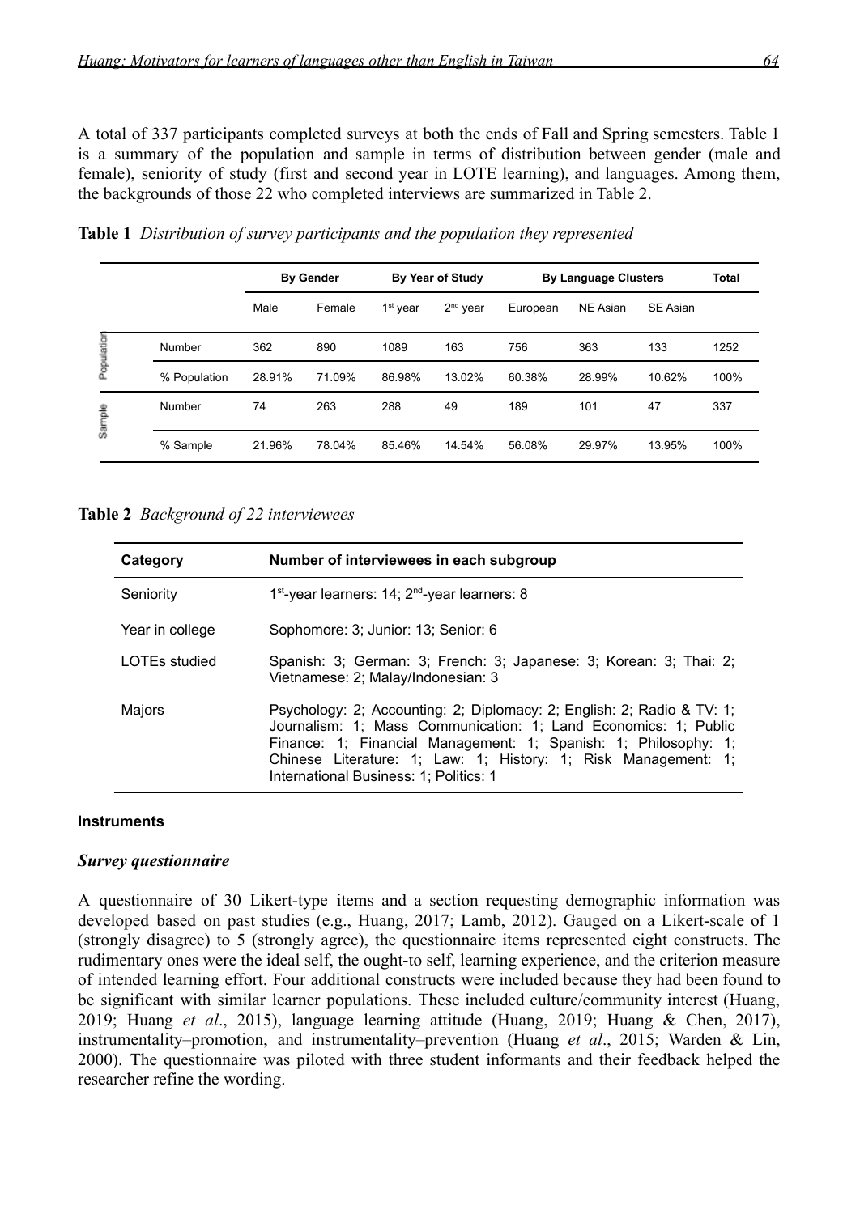A total of 337 participants completed surveys at both the ends of Fall and Spring semesters. Table 1 is a summary of the population and sample in terms of distribution between gender (male and female), seniority of study (first and second year in LOTE learning), and languages. Among them, the backgrounds of those 22 who completed interviews are summarized in Table 2.

**Table 1** *Distribution of survey participants and the population they represented*

| | | By Gender | | By Year of Study | | By Language Clusters | | | Total |
|---|---|---|---|---|---|---|---|---|---|
| | | Male | Female | 1st year | 2nd year | European | NE Asian | SE Asian | |
| Population | Number | 362 | 890 | 1089 | 163 | 756 | 363 | 133 | 1252 |
| | % Population | 28.91% | 71.09% | 86.98% | 13.02% | 60.38% | 28.99% | 10.62% | 100% |
| Sample | Number | 74 | 263 | 288 | 49 | 189 | 101 | 47 | 337 |
| | % Sample | 21.96% | 78.04% | 85.46% | 14.54% | 56.08% | 29.97% | 13.95% | 100% |

**Table 2** *Background of 22 interviewees*

| Category | Number of interviewees in each subgroup |
|---|---|
| Seniority | 1st-year learners: 14; 2nd-year learners: 8 |
| Year in college | Sophomore: 3; Junior: 13; Senior: 6 |
| LOTEs studied | Spanish: 3; German: 3; French: 3; Japanese: 3; Korean: 3; Thai: 2; Vietnamese: 2; Malay/Indonesian: 3 |
| Majors | Psychology: 2; Accounting: 2; Diplomacy: 2; English: 2; Radio & TV: 1; Journalism: 1; Mass Communication: 1; Land Economics: 1; Public Finance: 1; Financial Management: 1; Spanish: 1; Philosophy: 1; Chinese Literature: 1; Law: 1; History: 1; Risk Management: 1; International Business: 1; Politics: 1 |

#### Instruments

##### *Survey questionnaire*

A questionnaire of 30 Likert-type items and a section requesting demographic information was developed based on past studies (e.g., Huang, 2017; Lamb, 2012). Gauged on a Likert-scale of 1 (strongly disagree) to 5 (strongly agree), the questionnaire items represented eight constructs. The rudimentary ones were the ideal self, the ought-to self, learning experience, and the criterion measure of intended learning effort. Four additional constructs were included because they had been found to be significant with similar learner populations. These included culture/community interest (Huang, 2019; Huang *et al*., 2015), language learning attitude (Huang, 2019; Huang & Chen, 2017), instrumentality–promotion, and instrumentality–prevention (Huang *et al*., 2015; Warden & Lin, 2000). The questionnaire was piloted with three student informants and their feedback helped the researcher refine the wording.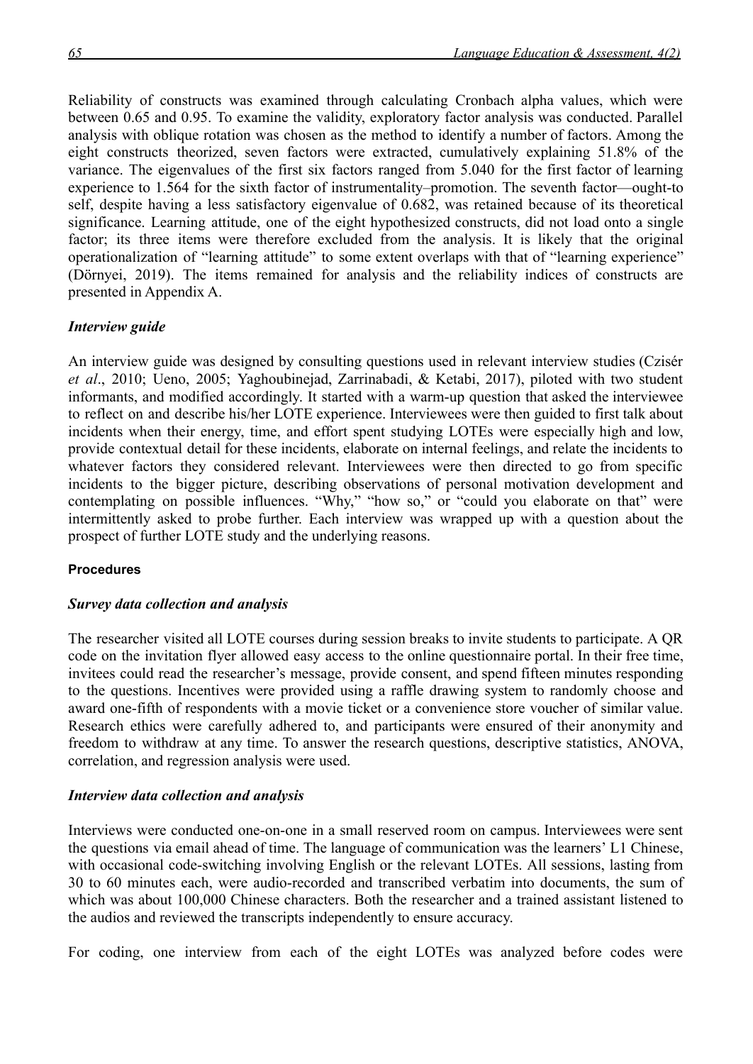Reliability of constructs was examined through calculating Cronbach alpha values, which were between 0.65 and 0.95. To examine the validity, exploratory factor analysis was conducted. Parallel analysis with oblique rotation was chosen as the method to identify a number of factors. Among the eight constructs theorized, seven factors were extracted, cumulatively explaining 51.8% of the variance. The eigenvalues of the first six factors ranged from 5.040 for the first factor of learning experience to 1.564 for the sixth factor of instrumentality–promotion. The seventh factor—ought-to self, despite having a less satisfactory eigenvalue of 0.682, was retained because of its theoretical significance. Learning attitude, one of the eight hypothesized constructs, did not load onto a single factor; its three items were therefore excluded from the analysis. It is likely that the original operationalization of "learning attitude" to some extent overlaps with that of "learning experience" (Dörnyei, 2019). The items remained for analysis and the reliability indices of constructs are presented in Appendix A.

### *Interview guide*

An interview guide was designed by consulting questions used in relevant interview studies (Czisér *et al*., 2010; Ueno, 2005; Yaghoubinejad, Zarrinabadi, & Ketabi, 2017), piloted with two student informants, and modified accordingly. It started with a warm-up question that asked the interviewee to reflect on and describe his/her LOTE experience. Interviewees were then guided to first talk about incidents when their energy, time, and effort spent studying LOTEs were especially high and low, provide contextual detail for these incidents, elaborate on internal feelings, and relate the incidents to whatever factors they considered relevant. Interviewees were then directed to go from specific incidents to the bigger picture, describing observations of personal motivation development and contemplating on possible influences. "Why," "how so," or "could you elaborate on that" were intermittently asked to probe further. Each interview was wrapped up with a question about the prospect of further LOTE study and the underlying reasons.

## **Procedures**

### *Survey data collection and analysis*

The researcher visited all LOTE courses during session breaks to invite students to participate. A QR code on the invitation flyer allowed easy access to the online questionnaire portal. In their free time, invitees could read the researcher's message, provide consent, and spend fifteen minutes responding to the questions. Incentives were provided using a raffle drawing system to randomly choose and award one-fifth of respondents with a movie ticket or a convenience store voucher of similar value. Research ethics were carefully adhered to, and participants were ensured of their anonymity and freedom to withdraw at any time. To answer the research questions, descriptive statistics, ANOVA, correlation, and regression analysis were used.

### *Interview data collection and analysis*

Interviews were conducted one-on-one in a small reserved room on campus. Interviewees were sent the questions via email ahead of time. The language of communication was the learners' L1 Chinese, with occasional code-switching involving English or the relevant LOTEs. All sessions, lasting from 30 to 60 minutes each, were audio-recorded and transcribed verbatim into documents, the sum of which was about 100,000 Chinese characters. Both the researcher and a trained assistant listened to the audios and reviewed the transcripts independently to ensure accuracy.

For coding, one interview from each of the eight LOTEs was analyzed before codes were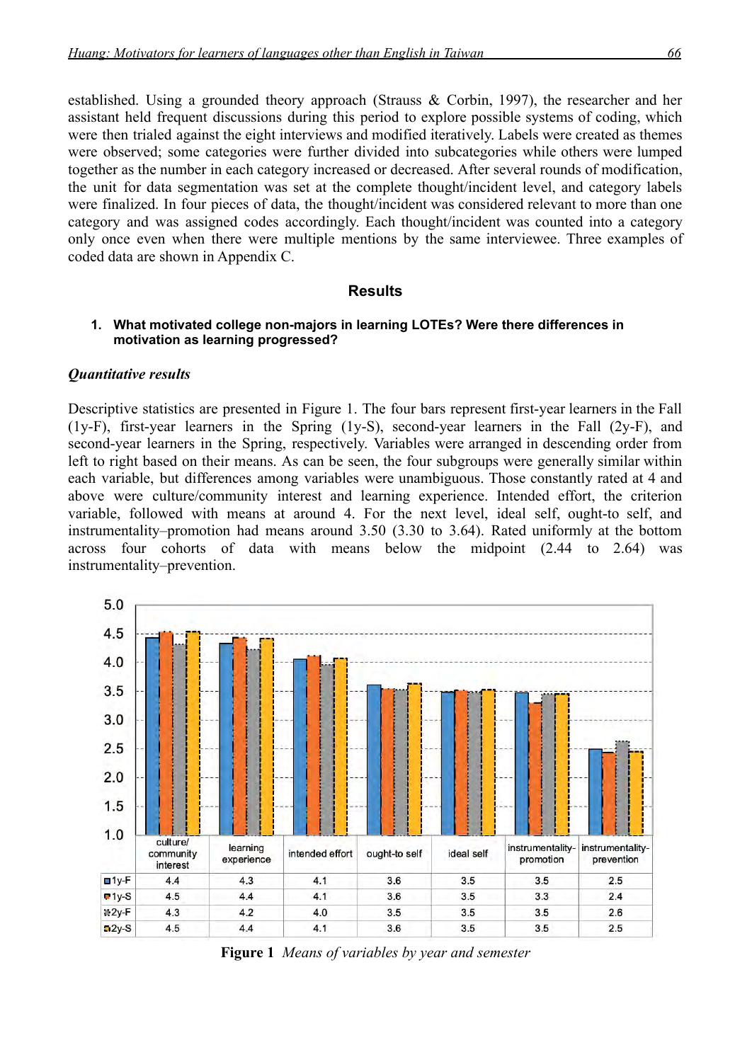established. Using a grounded theory approach (Strauss & Corbin, 1997), the researcher and her assistant held frequent discussions during this period to explore possible systems of coding, which were then trialed against the eight interviews and modified iteratively. Labels were created as themes were observed; some categories were further divided into subcategories while others were lumped together as the number in each category increased or decreased. After several rounds of modification, the unit for data segmentation was set at the complete thought/incident level, and category labels were finalized. In four pieces of data, the thought/incident was considered relevant to more than one category and was assigned codes accordingly. Each thought/incident was counted into a category only once even when there were multiple mentions by the same interviewee. Three examples of coded data are shown in Appendix C.

## Results

### 1. What motivated college non-majors in learning LOTEs? Were there differences in motivation as learning progressed?

#### *Quantitative results*

Descriptive statistics are presented in Figure 1. The four bars represent first-year learners in the Fall (1y-F), first-year learners in the Spring (1y-S), second-year learners in the Fall (2y-F), and second-year learners in the Spring, respectively. Variables were arranged in descending order from left to right based on their means. As can be seen, the four subgroups were generally similar within each variable, but differences among variables were unambiguous. Those constantly rated at 4 and above were culture/community interest and learning experience. Intended effort, the criterion variable, followed with means at around 4. For the next level, ideal self, ought-to self, and instrumentality–promotion had means around 3.50 (3.30 to 3.64). Rated uniformly at the bottom across four cohorts of data with means below the midpoint (2.44 to 2.64) was instrumentality–prevention.

| | culture/ community interest | learning experience | intended effort | ought-to self | ideal self | instrumentality-promotion | instrumentality-prevention |
|---|---|---|---|---|---|---|---|
| 1y-F | 4.4 | 4.3 | 4.1 | 3.6 | 3.5 | 3.5 | 2.5 |
| 1y-S | 4.5 | 4.4 | 4.1 | 3.6 | 3.5 | 3.3 | 2.4 |
| 2y-F | 4.3 | 4.2 | 4.0 | 3.5 | 3.5 | 3.5 | 2.6 |
| 2y-S | 4.5 | 4.4 | 4.1 | 3.6 | 3.5 | 3.5 | 2.5 |

**Figure 1** *Means of variables by year and semester*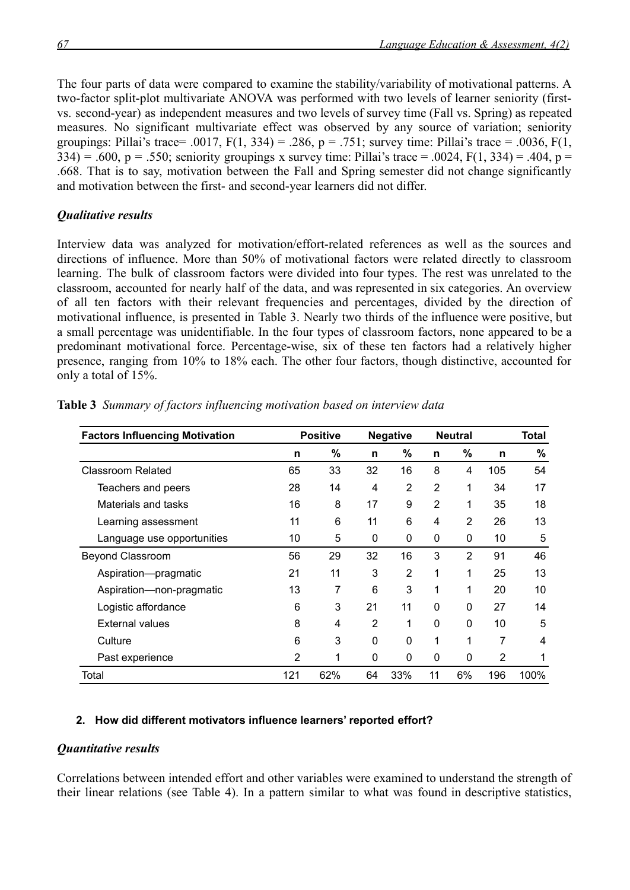The four parts of data were compared to examine the stability/variability of motivational patterns. A two-factor split-plot multivariate ANOVA was performed with two levels of learner seniority (first- vs. second-year) as independent measures and two levels of survey time (Fall vs. Spring) as repeated measures. No significant multivariate effect was observed by any source of variation; seniority groupings: Pillai's trace= .0017, $F(1, 334) = .286$, $p = .751$; survey time: Pillai's trace = .0036, $F(1, 334) = .600$, $p = .550$; seniority groupings x survey time: Pillai's trace = .0024, $F(1, 334) = .404$, $p = .668$. That is to say, motivation between the Fall and Spring semester did not change significantly and motivation between the first- and second-year learners did not differ.

### *Qualitative results*

Interview data was analyzed for motivation/effort-related references as well as the sources and directions of influence. More than 50% of motivational factors were related directly to classroom learning. The bulk of classroom factors were divided into four types. The rest was unrelated to the classroom, accounted for nearly half of the data, and was represented in six categories. An overview of all ten factors with their relevant frequencies and percentages, divided by the direction of motivational influence, is presented in Table 3. Nearly two thirds of the influence were positive, but a small percentage was unidentifiable. In the four types of classroom factors, none appeared to be a predominant motivational force. Percentage-wise, six of these ten factors had a relatively higher presence, ranging from 10% to 18% each. The other four factors, though distinctive, accounted for only a total of 15%.

**Table 3** *Summary of factors influencing motivation based on interview data*

| Factors Influencing Motivation | Positive | | Negative | | Neutral | | Total | |
|---|---|---|---|---|---|---|---|---|
| | n | % | n | % | n | % | n | % |
| Classroom Related | 65 | 33 | 32 | 16 | 8 | 4 | 105 | 54 |
| Teachers and peers | 28 | 14 | 4 | 2 | 2 | 1 | 34 | 17 |
| Materials and tasks | 16 | 8 | 17 | 9 | 2 | 1 | 35 | 18 |
| Learning assessment | 11 | 6 | 11 | 6 | 4 | 2 | 26 | 13 |
| Language use opportunities | 10 | 5 | 0 | 0 | 0 | 0 | 10 | 5 |
| Beyond Classroom | 56 | 29 | 32 | 16 | 3 | 2 | 91 | 46 |
| Aspiration—pragmatic | 21 | 11 | 3 | 2 | 1 | 1 | 25 | 13 |
| Aspiration—non-pragmatic | 13 | 7 | 6 | 3 | 1 | 1 | 20 | 10 |
| Logistic affordance | 6 | 3 | 21 | 11 | 0 | 0 | 27 | 14 |
| External values | 8 | 4 | 2 | 1 | 0 | 0 | 10 | 5 |
| Culture | 6 | 3 | 0 | 0 | 1 | 1 | 7 | 4 |
| Past experience | 2 | 1 | 0 | 0 | 0 | 0 | 2 | 1 |
| Total | 121 | 62% | 64 | 33% | 11 | 6% | 196 | 100% |

#### 2. How did different motivators influence learners' reported effort?

### *Quantitative results*

Correlations between intended effort and other variables were examined to understand the strength of their linear relations (see Table 4). In a pattern similar to what was found in descriptive statistics,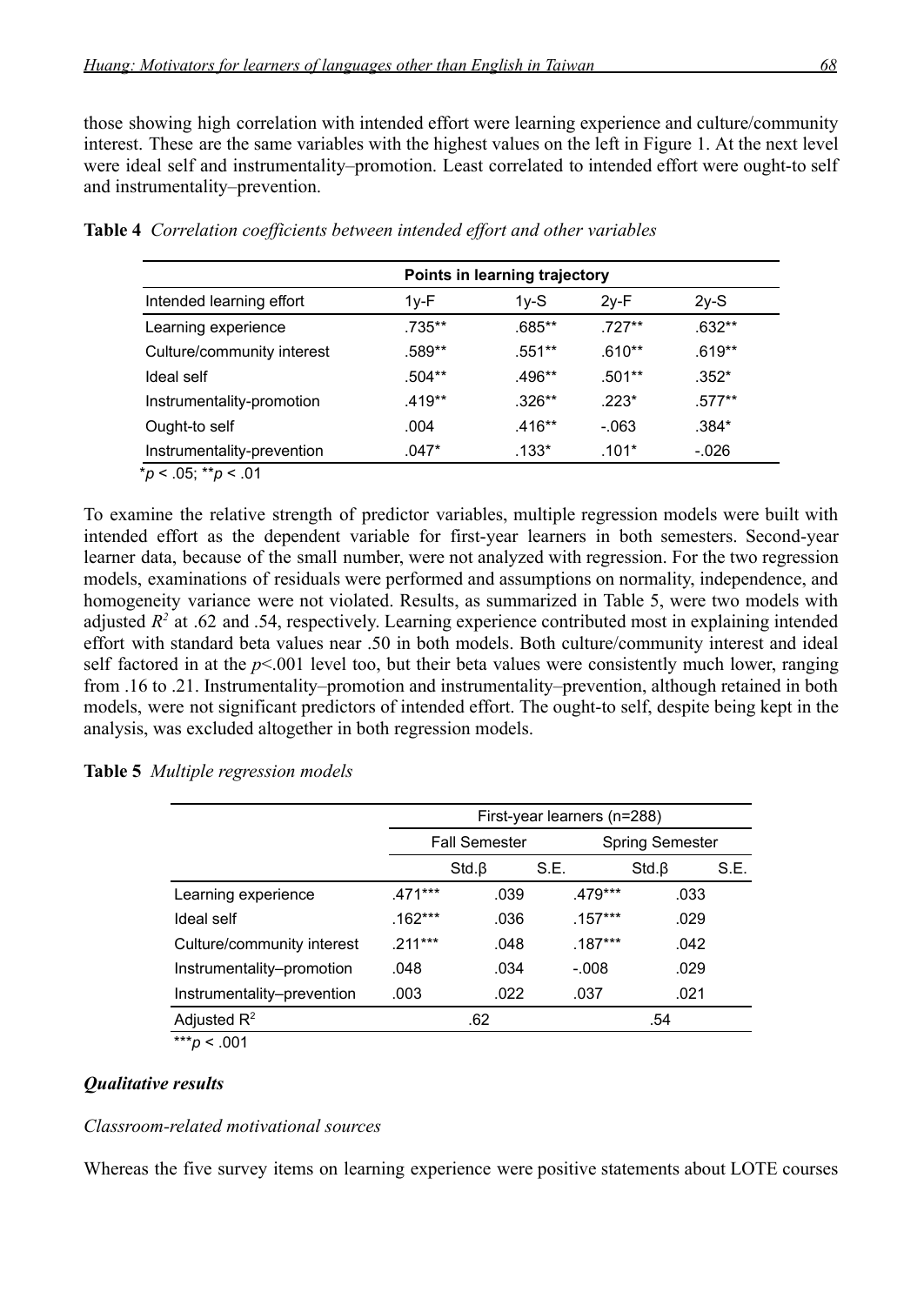those showing high correlation with intended effort were learning experience and culture/community interest. These are the same variables with the highest values on the left in Figure 1. At the next level were ideal self and instrumentality–promotion. Least correlated to intended effort were ought-to self and instrumentality–prevention.

**Table 4** *Correlation coefficients between intended effort and other variables*

| | Points in learning trajectory | | | |
|---|---|---|---|---|
| Intended learning effort | 1y-F | 1y-S | 2y-F | 2y-S |
| Learning experience | .735** | .685** | .727** | .632** |
| Culture/community interest | .589** | .551** | .610** | .619** |
| Ideal self | .504** | .496** | .501** | .352* |
| Instrumentality-promotion | .419** | .326** | .223* | .577** |
| Ought-to self | .004 | .416** | -.063 | .384* |
| Instrumentality-prevention | .047* | .133* | .101* | -.026 |

\*$p < .05$; \*\*$p < .01$

To examine the relative strength of predictor variables, multiple regression models were built with intended effort as the dependent variable for first-year learners in both semesters. Second-year learner data, because of the small number, were not analyzed with regression. For the two regression models, examinations of residuals were performed and assumptions on normality, independence, and homogeneity variance were not violated. Results, as summarized in Table 5, were two models with adjusted $R^2$ at .62 and .54, respectively. Learning experience contributed most in explaining intended effort with standard beta values near .50 in both models. Both culture/community interest and ideal self factored in at the $p<.001$ level too, but their beta values were consistently much lower, ranging from .16 to .21. Instrumentality–promotion and instrumentality–prevention, although retained in both models, were not significant predictors of intended effort. The ought-to self, despite being kept in the analysis, was excluded altogether in both regression models.

**Table 5** *Multiple regression models*

| | First-year learners (n=288) | | | |
|---|---|---|---|---|
| | Fall Semester | | Spring Semester | |
| | Std.β | S.E. | Std.β | S.E. |
| Learning experience | .471*** | .039 | .479*** | .033 |
| Ideal self | .162*** | .036 | .157*** | .029 |
| Culture/community interest | .211*** | .048 | .187*** | .042 |
| Instrumentality–promotion | .048 | .034 | -.008 | .029 |
| Instrumentality–prevention | .003 | .022 | .037 | .021 |
| Adjusted $R^2$ | .62 | | .54 | |

\*\*\*$p < .001$

### *Qualitative results*

*Classroom-related motivational sources*

Whereas the five survey items on learning experience were positive statements about LOTE courses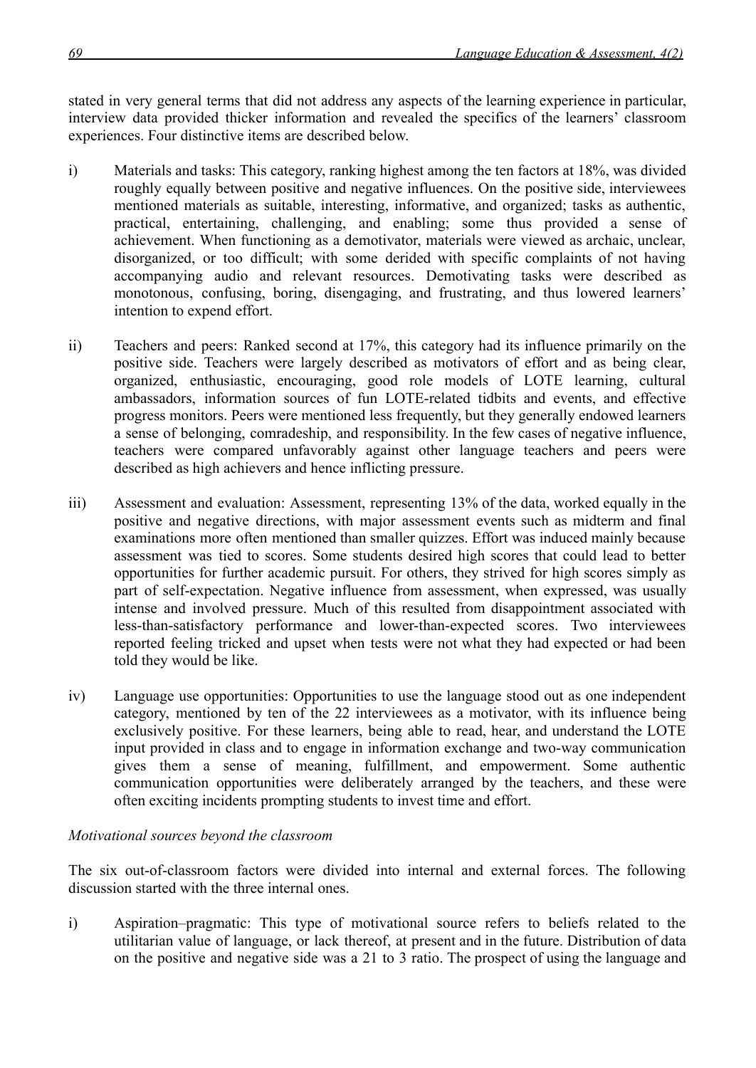stated in very general terms that did not address any aspects of the learning experience in particular, interview data provided thicker information and revealed the specifics of the learners' classroom experiences. Four distinctive items are described below.

i) Materials and tasks: This category, ranking highest among the ten factors at 18%, was divided roughly equally between positive and negative influences. On the positive side, interviewees mentioned materials as suitable, interesting, informative, and organized; tasks as authentic, practical, entertaining, challenging, and enabling; some thus provided a sense of achievement. When functioning as a demotivator, materials were viewed as archaic, unclear, disorganized, or too difficult; with some derided with specific complaints of not having accompanying audio and relevant resources. Demotivating tasks were described as monotonous, confusing, boring, disengaging, and frustrating, and thus lowered learners' intention to expend effort.

ii) Teachers and peers: Ranked second at 17%, this category had its influence primarily on the positive side. Teachers were largely described as motivators of effort and as being clear, organized, enthusiastic, encouraging, good role models of LOTE learning, cultural ambassadors, information sources of fun LOTE-related tidbits and events, and effective progress monitors. Peers were mentioned less frequently, but they generally endowed learners a sense of belonging, comradeship, and responsibility. In the few cases of negative influence, teachers were compared unfavorably against other language teachers and peers were described as high achievers and hence inflicting pressure.

iii) Assessment and evaluation: Assessment, representing 13% of the data, worked equally in the positive and negative directions, with major assessment events such as midterm and final examinations more often mentioned than smaller quizzes. Effort was induced mainly because assessment was tied to scores. Some students desired high scores that could lead to better opportunities for further academic pursuit. For others, they strived for high scores simply as part of self-expectation. Negative influence from assessment, when expressed, was usually intense and involved pressure. Much of this resulted from disappointment associated with less-than-satisfactory performance and lower-than-expected scores. Two interviewees reported feeling tricked and upset when tests were not what they had expected or had been told they would be like.

iv) Language use opportunities: Opportunities to use the language stood out as one independent category, mentioned by ten of the 22 interviewees as a motivator, with its influence being exclusively positive. For these learners, being able to read, hear, and understand the LOTE input provided in class and to engage in information exchange and two-way communication gives them a sense of meaning, fulfillment, and empowerment. Some authentic communication opportunities were deliberately arranged by the teachers, and these were often exciting incidents prompting students to invest time and effort.

*Motivational sources beyond the classroom*

The six out-of-classroom factors were divided into internal and external forces. The following discussion started with the three internal ones.

i) Aspiration–pragmatic: This type of motivational source refers to beliefs related to the utilitarian value of language, or lack thereof, at present and in the future. Distribution of data on the positive and negative side was a 21 to 3 ratio. The prospect of using the language and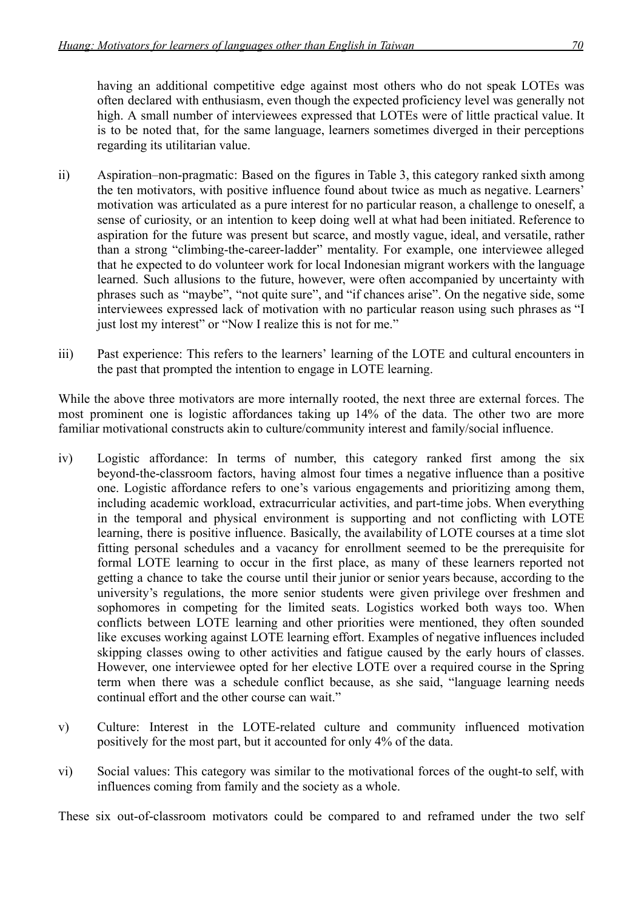having an additional competitive edge against most others who do not speak LOTEs was often declared with enthusiasm, even though the expected proficiency level was generally not high. A small number of interviewees expressed that LOTEs were of little practical value. It is to be noted that, for the same language, learners sometimes diverged in their perceptions regarding its utilitarian value.

ii) Aspiration–non-pragmatic: Based on the figures in Table 3, this category ranked sixth among the ten motivators, with positive influence found about twice as much as negative. Learners' motivation was articulated as a pure interest for no particular reason, a challenge to oneself, a sense of curiosity, or an intention to keep doing well at what had been initiated. Reference to aspiration for the future was present but scarce, and mostly vague, ideal, and versatile, rather than a strong "climbing-the-career-ladder" mentality. For example, one interviewee alleged that he expected to do volunteer work for local Indonesian migrant workers with the language learned. Such allusions to the future, however, were often accompanied by uncertainty with phrases such as "maybe", "not quite sure", and "if chances arise". On the negative side, some interviewees expressed lack of motivation with no particular reason using such phrases as "I just lost my interest" or "Now I realize this is not for me."

iii) Past experience: This refers to the learners' learning of the LOTE and cultural encounters in the past that prompted the intention to engage in LOTE learning.

While the above three motivators are more internally rooted, the next three are external forces. The most prominent one is logistic affordances taking up 14% of the data. The other two are more familiar motivational constructs akin to culture/community interest and family/social influence.

iv) Logistic affordance: In terms of number, this category ranked first among the six beyond-the-classroom factors, having almost four times a negative influence than a positive one. Logistic affordance refers to one's various engagements and prioritizing among them, including academic workload, extracurricular activities, and part-time jobs. When everything in the temporal and physical environment is supporting and not conflicting with LOTE learning, there is positive influence. Basically, the availability of LOTE courses at a time slot fitting personal schedules and a vacancy for enrollment seemed to be the prerequisite for formal LOTE learning to occur in the first place, as many of these learners reported not getting a chance to take the course until their junior or senior years because, according to the university's regulations, the more senior students were given privilege over freshmen and sophomores in competing for the limited seats. Logistics worked both ways too. When conflicts between LOTE learning and other priorities were mentioned, they often sounded like excuses working against LOTE learning effort. Examples of negative influences included skipping classes owing to other activities and fatigue caused by the early hours of classes. However, one interviewee opted for her elective LOTE over a required course in the Spring term when there was a schedule conflict because, as she said, "language learning needs continual effort and the other course can wait."

v) Culture: Interest in the LOTE-related culture and community influenced motivation positively for the most part, but it accounted for only 4% of the data.

vi) Social values: This category was similar to the motivational forces of the ought-to self, with influences coming from family and the society as a whole.

These six out-of-classroom motivators could be compared to and reframed under the two self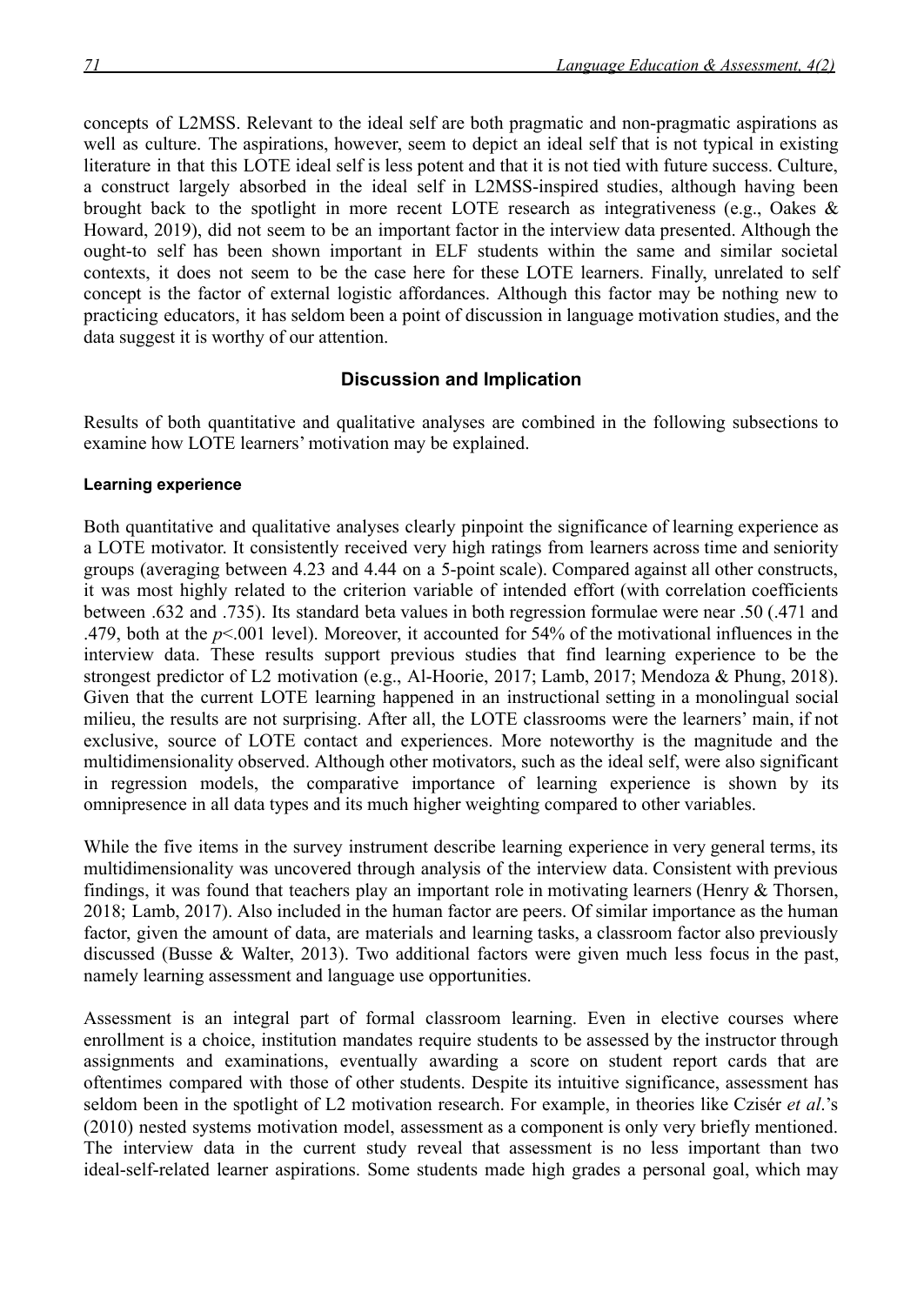concepts of L2MSS. Relevant to the ideal self are both pragmatic and non-pragmatic aspirations as well as culture. The aspirations, however, seem to depict an ideal self that is not typical in existing literature in that this LOTE ideal self is less potent and that it is not tied with future success. Culture, a construct largely absorbed in the ideal self in L2MSS-inspired studies, although having been brought back to the spotlight in more recent LOTE research as integrativeness (e.g., Oakes & Howard, 2019), did not seem to be an important factor in the interview data presented. Although the ought-to self has been shown important in ELF students within the same and similar societal contexts, it does not seem to be the case here for these LOTE learners. Finally, unrelated to self concept is the factor of external logistic affordances. Although this factor may be nothing new to practicing educators, it has seldom been a point of discussion in language motivation studies, and the data suggest it is worthy of our attention.

## Discussion and Implication

Results of both quantitative and qualitative analyses are combined in the following subsections to examine how LOTE learners' motivation may be explained.

### Learning experience

Both quantitative and qualitative analyses clearly pinpoint the significance of learning experience as a LOTE motivator. It consistently received very high ratings from learners across time and seniority groups (averaging between 4.23 and 4.44 on a 5-point scale). Compared against all other constructs, it was most highly related to the criterion variable of intended effort (with correlation coefficients between .632 and .735). Its standard beta values in both regression formulae were near .50 (.471 and .479, both at the $p<.001$ level). Moreover, it accounted for 54% of the motivational influences in the interview data. These results support previous studies that find learning experience to be the strongest predictor of L2 motivation (e.g., Al-Hoorie, 2017; Lamb, 2017; Mendoza & Phung, 2018). Given that the current LOTE learning happened in an instructional setting in a monolingual social milieu, the results are not surprising. After all, the LOTE classrooms were the learners' main, if not exclusive, source of LOTE contact and experiences. More noteworthy is the magnitude and the multidimensionality observed. Although other motivators, such as the ideal self, were also significant in regression models, the comparative importance of learning experience is shown by its omnipresence in all data types and its much higher weighting compared to other variables.

While the five items in the survey instrument describe learning experience in very general terms, its multidimensionality was uncovered through analysis of the interview data. Consistent with previous findings, it was found that teachers play an important role in motivating learners (Henry & Thorsen, 2018; Lamb, 2017). Also included in the human factor are peers. Of similar importance as the human factor, given the amount of data, are materials and learning tasks, a classroom factor also previously discussed (Busse & Walter, 2013). Two additional factors were given much less focus in the past, namely learning assessment and language use opportunities.

Assessment is an integral part of formal classroom learning. Even in elective courses where enrollment is a choice, institution mandates require students to be assessed by the instructor through assignments and examinations, eventually awarding a score on student report cards that are oftentimes compared with those of other students. Despite its intuitive significance, assessment has seldom been in the spotlight of L2 motivation research. For example, in theories like Czisér *et al*.'s (2010) nested systems motivation model, assessment as a component is only very briefly mentioned. The interview data in the current study reveal that assessment is no less important than two ideal-self-related learner aspirations. Some students made high grades a personal goal, which may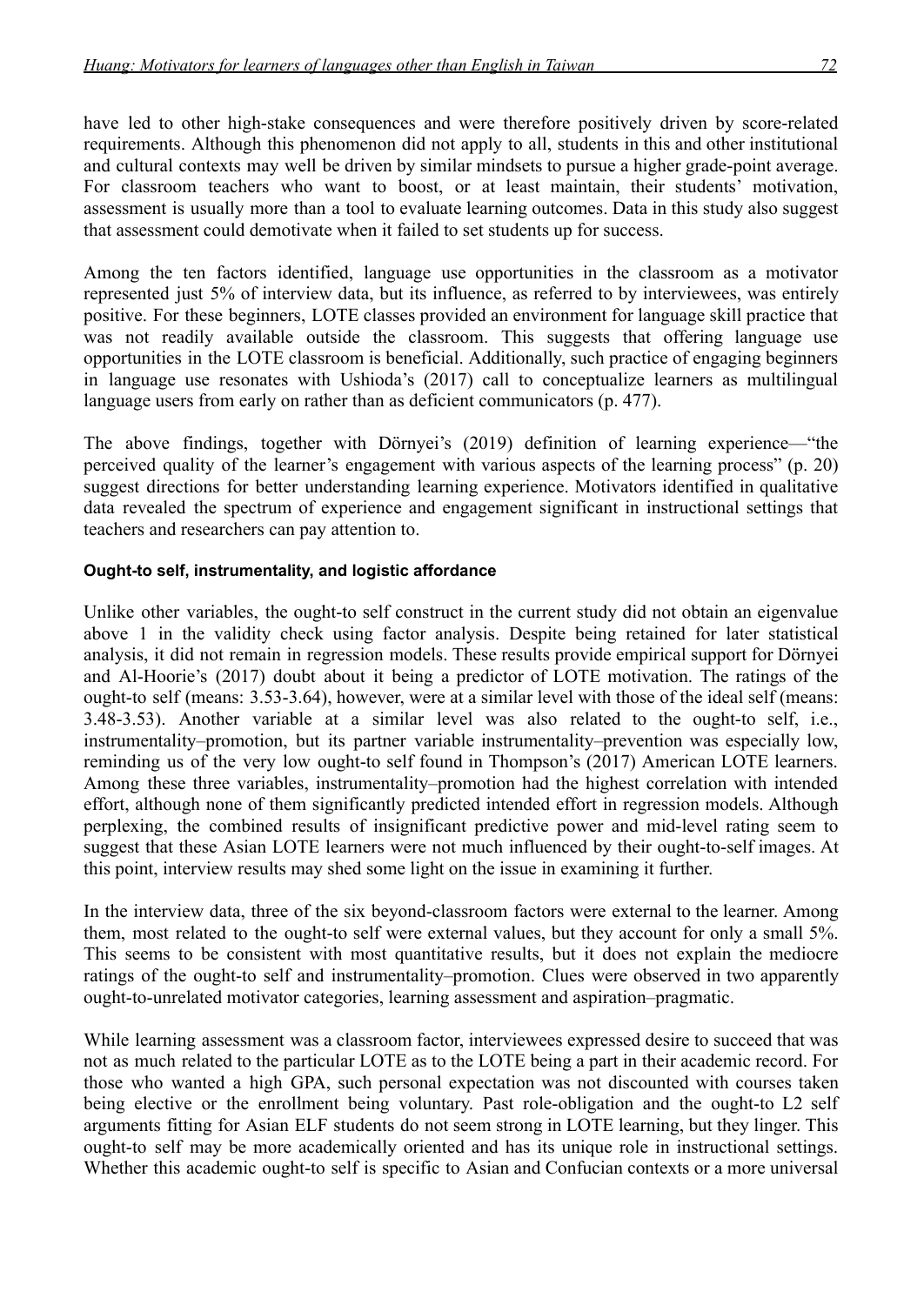have led to other high-stake consequences and were therefore positively driven by score-related requirements. Although this phenomenon did not apply to all, students in this and other institutional and cultural contexts may well be driven by similar mindsets to pursue a higher grade-point average. For classroom teachers who want to boost, or at least maintain, their students' motivation, assessment is usually more than a tool to evaluate learning outcomes. Data in this study also suggest that assessment could demotivate when it failed to set students up for success.

Among the ten factors identified, language use opportunities in the classroom as a motivator represented just 5% of interview data, but its influence, as referred to by interviewees, was entirely positive. For these beginners, LOTE classes provided an environment for language skill practice that was not readily available outside the classroom. This suggests that offering language use opportunities in the LOTE classroom is beneficial. Additionally, such practice of engaging beginners in language use resonates with Ushioda's (2017) call to conceptualize learners as multilingual language users from early on rather than as deficient communicators (p. 477).

The above findings, together with Dörnyei's (2019) definition of learning experience—"the perceived quality of the learner's engagement with various aspects of the learning process" (p. 20) suggest directions for better understanding learning experience. Motivators identified in qualitative data revealed the spectrum of experience and engagement significant in instructional settings that teachers and researchers can pay attention to.

#### Ought-to self, instrumentality, and logistic affordance

Unlike other variables, the ought-to self construct in the current study did not obtain an eigenvalue above 1 in the validity check using factor analysis. Despite being retained for later statistical analysis, it did not remain in regression models. These results provide empirical support for Dörnyei and Al-Hoorie's (2017) doubt about it being a predictor of LOTE motivation. The ratings of the ought-to self (means: 3.53-3.64), however, were at a similar level with those of the ideal self (means: 3.48-3.53). Another variable at a similar level was also related to the ought-to self, i.e., instrumentality–promotion, but its partner variable instrumentality–prevention was especially low, reminding us of the very low ought-to self found in Thompson's (2017) American LOTE learners. Among these three variables, instrumentality–promotion had the highest correlation with intended effort, although none of them significantly predicted intended effort in regression models. Although perplexing, the combined results of insignificant predictive power and mid-level rating seem to suggest that these Asian LOTE learners were not much influenced by their ought-to-self images. At this point, interview results may shed some light on the issue in examining it further.

In the interview data, three of the six beyond-classroom factors were external to the learner. Among them, most related to the ought-to self were external values, but they account for only a small 5%. This seems to be consistent with most quantitative results, but it does not explain the mediocre ratings of the ought-to self and instrumentality–promotion. Clues were observed in two apparently ought-to-unrelated motivator categories, learning assessment and aspiration–pragmatic.

While learning assessment was a classroom factor, interviewees expressed desire to succeed that was not as much related to the particular LOTE as to the LOTE being a part in their academic record. For those who wanted a high GPA, such personal expectation was not discounted with courses taken being elective or the enrollment being voluntary. Past role-obligation and the ought-to L2 self arguments fitting for Asian ELF students do not seem strong in LOTE learning, but they linger. This ought-to self may be more academically oriented and has its unique role in instructional settings. Whether this academic ought-to self is specific to Asian and Confucian contexts or a more universal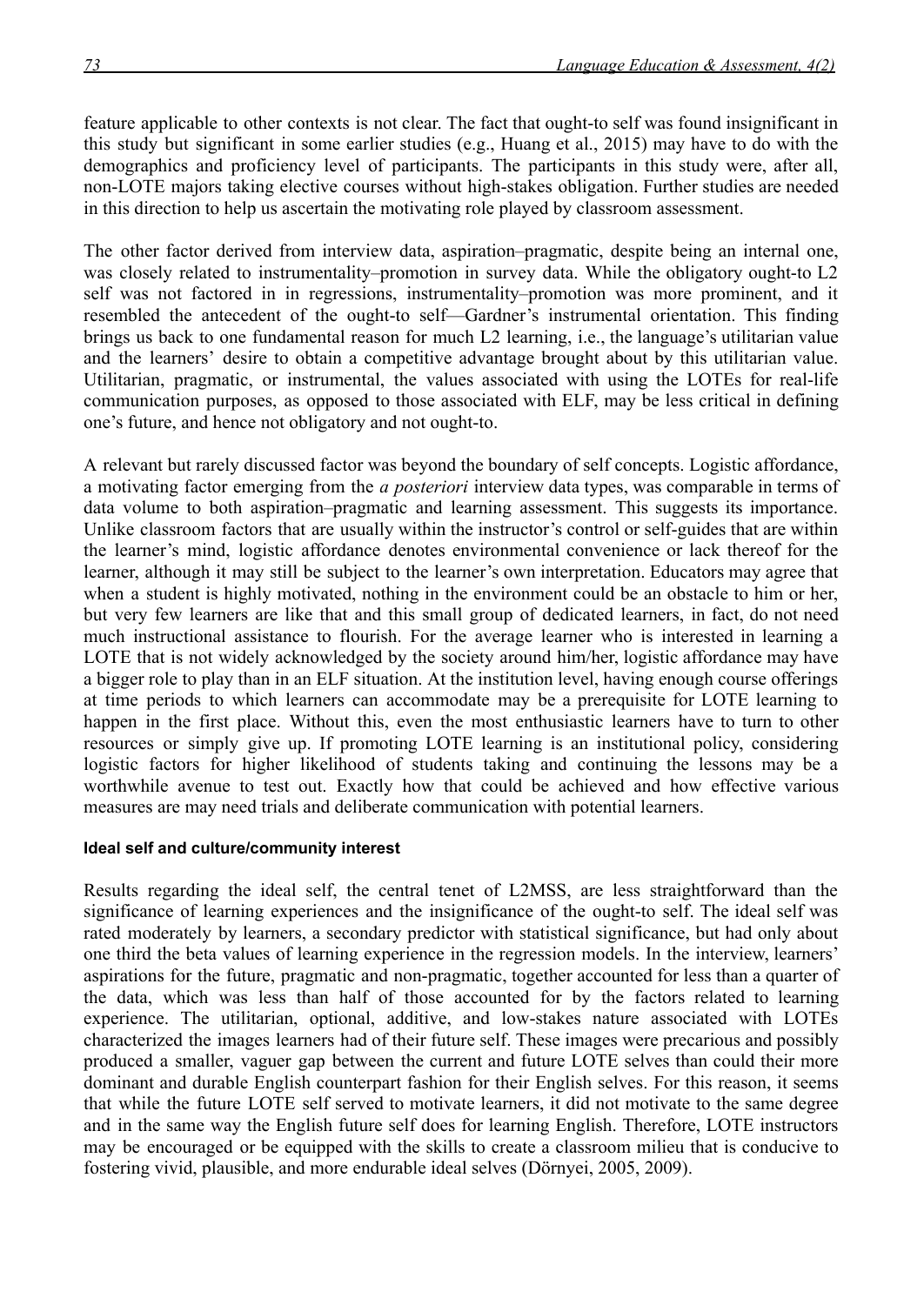feature applicable to other contexts is not clear. The fact that ought-to self was found insignificant in this study but significant in some earlier studies (e.g., Huang et al., 2015) may have to do with the demographics and proficiency level of participants. The participants in this study were, after all, non-LOTE majors taking elective courses without high-stakes obligation. Further studies are needed in this direction to help us ascertain the motivating role played by classroom assessment.

The other factor derived from interview data, aspiration–pragmatic, despite being an internal one, was closely related to instrumentality–promotion in survey data. While the obligatory ought-to L2 self was not factored in in regressions, instrumentality–promotion was more prominent, and it resembled the antecedent of the ought-to self—Gardner's instrumental orientation. This finding brings us back to one fundamental reason for much L2 learning, i.e., the language's utilitarian value and the learners' desire to obtain a competitive advantage brought about by this utilitarian value. Utilitarian, pragmatic, or instrumental, the values associated with using the LOTEs for real-life communication purposes, as opposed to those associated with ELF, may be less critical in defining one's future, and hence not obligatory and not ought-to.

A relevant but rarely discussed factor was beyond the boundary of self concepts. Logistic affordance, a motivating factor emerging from the *a posteriori* interview data types, was comparable in terms of data volume to both aspiration–pragmatic and learning assessment. This suggests its importance. Unlike classroom factors that are usually within the instructor's control or self-guides that are within the learner's mind, logistic affordance denotes environmental convenience or lack thereof for the learner, although it may still be subject to the learner's own interpretation. Educators may agree that when a student is highly motivated, nothing in the environment could be an obstacle to him or her, but very few learners are like that and this small group of dedicated learners, in fact, do not need much instructional assistance to flourish. For the average learner who is interested in learning a LOTE that is not widely acknowledged by the society around him/her, logistic affordance may have a bigger role to play than in an ELF situation. At the institution level, having enough course offerings at time periods to which learners can accommodate may be a prerequisite for LOTE learning to happen in the first place. Without this, even the most enthusiastic learners have to turn to other resources or simply give up. If promoting LOTE learning is an institutional policy, considering logistic factors for higher likelihood of students taking and continuing the lessons may be a worthwhile avenue to test out. Exactly how that could be achieved and how effective various measures are may need trials and deliberate communication with potential learners.

#### Ideal self and culture/community interest

Results regarding the ideal self, the central tenet of L2MSS, are less straightforward than the significance of learning experiences and the insignificance of the ought-to self. The ideal self was rated moderately by learners, a secondary predictor with statistical significance, but had only about one third the beta values of learning experience in the regression models. In the interview, learners' aspirations for the future, pragmatic and non-pragmatic, together accounted for less than a quarter of the data, which was less than half of those accounted for by the factors related to learning experience. The utilitarian, optional, additive, and low-stakes nature associated with LOTEs characterized the images learners had of their future self. These images were precarious and possibly produced a smaller, vaguer gap between the current and future LOTE selves than could their more dominant and durable English counterpart fashion for their English selves. For this reason, it seems that while the future LOTE self served to motivate learners, it did not motivate to the same degree and in the same way the English future self does for learning English. Therefore, LOTE instructors may be encouraged or be equipped with the skills to create a classroom milieu that is conducive to fostering vivid, plausible, and more endurable ideal selves (Dörnyei, 2005, 2009).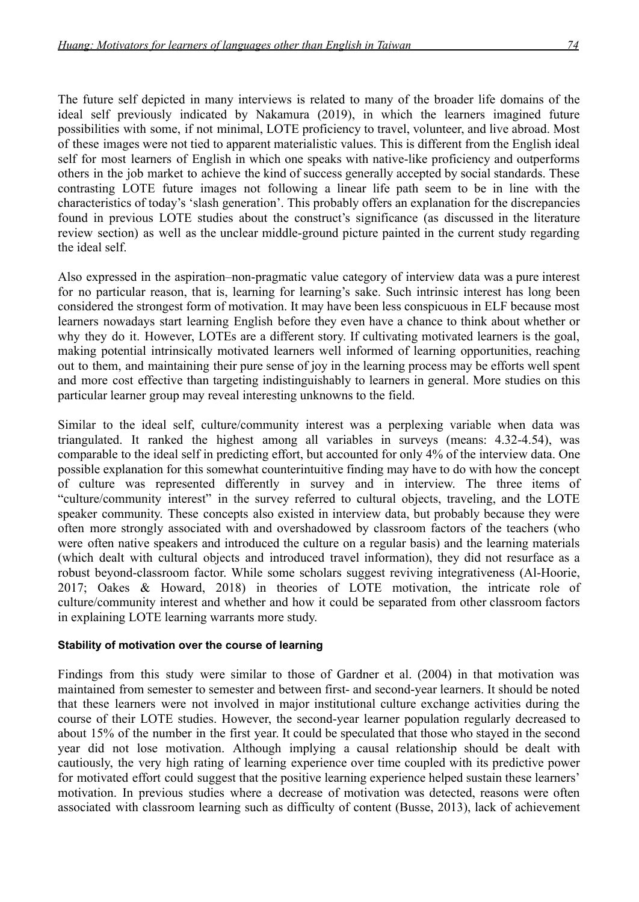The future self depicted in many interviews is related to many of the broader life domains of the ideal self previously indicated by Nakamura (2019), in which the learners imagined future possibilities with some, if not minimal, LOTE proficiency to travel, volunteer, and live abroad. Most of these images were not tied to apparent materialistic values. This is different from the English ideal self for most learners of English in which one speaks with native-like proficiency and outperforms others in the job market to achieve the kind of success generally accepted by social standards. These contrasting LOTE future images not following a linear life path seem to be in line with the characteristics of today's 'slash generation'. This probably offers an explanation for the discrepancies found in previous LOTE studies about the construct's significance (as discussed in the literature review section) as well as the unclear middle-ground picture painted in the current study regarding the ideal self.

Also expressed in the aspiration–non-pragmatic value category of interview data was a pure interest for no particular reason, that is, learning for learning's sake. Such intrinsic interest has long been considered the strongest form of motivation. It may have been less conspicuous in ELF because most learners nowadays start learning English before they even have a chance to think about whether or why they do it. However, LOTEs are a different story. If cultivating motivated learners is the goal, making potential intrinsically motivated learners well informed of learning opportunities, reaching out to them, and maintaining their pure sense of joy in the learning process may be efforts well spent and more cost effective than targeting indistinguishably to learners in general. More studies on this particular learner group may reveal interesting unknowns to the field.

Similar to the ideal self, culture/community interest was a perplexing variable when data was triangulated. It ranked the highest among all variables in surveys (means: 4.32-4.54), was comparable to the ideal self in predicting effort, but accounted for only 4% of the interview data. One possible explanation for this somewhat counterintuitive finding may have to do with how the concept of culture was represented differently in survey and in interview. The three items of "culture/community interest" in the survey referred to cultural objects, traveling, and the LOTE speaker community. These concepts also existed in interview data, but probably because they were often more strongly associated with and overshadowed by classroom factors of the teachers (who were often native speakers and introduced the culture on a regular basis) and the learning materials (which dealt with cultural objects and introduced travel information), they did not resurface as a robust beyond-classroom factor. While some scholars suggest reviving integrativeness (Al-Hoorie, 2017; Oakes & Howard, 2018) in theories of LOTE motivation, the intricate role of culture/community interest and whether and how it could be separated from other classroom factors in explaining LOTE learning warrants more study.

#### Stability of motivation over the course of learning

Findings from this study were similar to those of Gardner et al. (2004) in that motivation was maintained from semester to semester and between first- and second-year learners. It should be noted that these learners were not involved in major institutional culture exchange activities during the course of their LOTE studies. However, the second-year learner population regularly decreased to about 15% of the number in the first year. It could be speculated that those who stayed in the second year did not lose motivation. Although implying a causal relationship should be dealt with cautiously, the very high rating of learning experience over time coupled with its predictive power for motivated effort could suggest that the positive learning experience helped sustain these learners' motivation. In previous studies where a decrease of motivation was detected, reasons were often associated with classroom learning such as difficulty of content (Busse, 2013), lack of achievement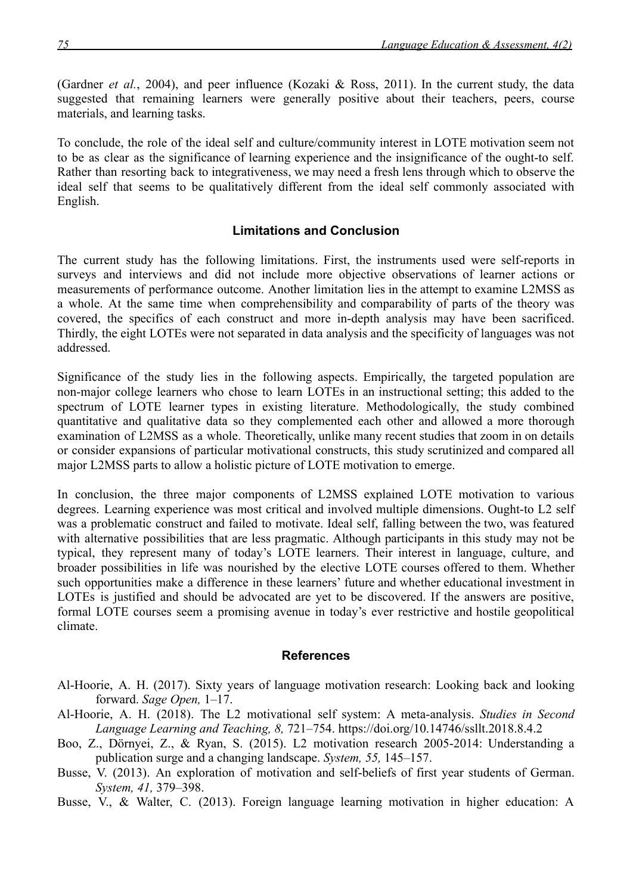(Gardner *et al.*, 2004), and peer influence (Kozaki & Ross, 2011). In the current study, the data suggested that remaining learners were generally positive about their teachers, peers, course materials, and learning tasks.

To conclude, the role of the ideal self and culture/community interest in LOTE motivation seem not to be as clear as the significance of learning experience and the insignificance of the ought-to self. Rather than resorting back to integrativeness, we may need a fresh lens through which to observe the ideal self that seems to be qualitatively different from the ideal self commonly associated with English.

## Limitations and Conclusion

The current study has the following limitations. First, the instruments used were self-reports in surveys and interviews and did not include more objective observations of learner actions or measurements of performance outcome. Another limitation lies in the attempt to examine L2MSS as a whole. At the same time when comprehensibility and comparability of parts of the theory was covered, the specifics of each construct and more in-depth analysis may have been sacrificed. Thirdly, the eight LOTEs were not separated in data analysis and the specificity of languages was not addressed.

Significance of the study lies in the following aspects. Empirically, the targeted population are non-major college learners who chose to learn LOTEs in an instructional setting; this added to the spectrum of LOTE learner types in existing literature. Methodologically, the study combined quantitative and qualitative data so they complemented each other and allowed a more thorough examination of L2MSS as a whole. Theoretically, unlike many recent studies that zoom in on details or consider expansions of particular motivational constructs, this study scrutinized and compared all major L2MSS parts to allow a holistic picture of LOTE motivation to emerge.

In conclusion, the three major components of L2MSS explained LOTE motivation to various degrees. Learning experience was most critical and involved multiple dimensions. Ought-to L2 self was a problematic construct and failed to motivate. Ideal self, falling between the two, was featured with alternative possibilities that are less pragmatic. Although participants in this study may not be typical, they represent many of today's LOTE learners. Their interest in language, culture, and broader possibilities in life was nourished by the elective LOTE courses offered to them. Whether such opportunities make a difference in these learners' future and whether educational investment in LOTEs is justified and should be advocated are yet to be discovered. If the answers are positive, formal LOTE courses seem a promising avenue in today's ever restrictive and hostile geopolitical climate.

## References

Al-Hoorie, A. H. (2017). Sixty years of language motivation research: Looking back and looking forward. *Sage Open,* 1–17.

Al-Hoorie, A. H. (2018). The L2 motivational self system: A meta-analysis. *Studies in Second Language Learning and Teaching, 8,* 721–754. https://doi.org/10.14746/ssllt.2018.8.4.2

Boo, Z., Dörnyei, Z., & Ryan, S. (2015). L2 motivation research 2005-2014: Understanding a publication surge and a changing landscape. *System, 55,* 145–157.

Busse, V. (2013). An exploration of motivation and self-beliefs of first year students of German. *System, 41,* 379–398.

Busse, V., & Walter, C. (2013). Foreign language learning motivation in higher education: A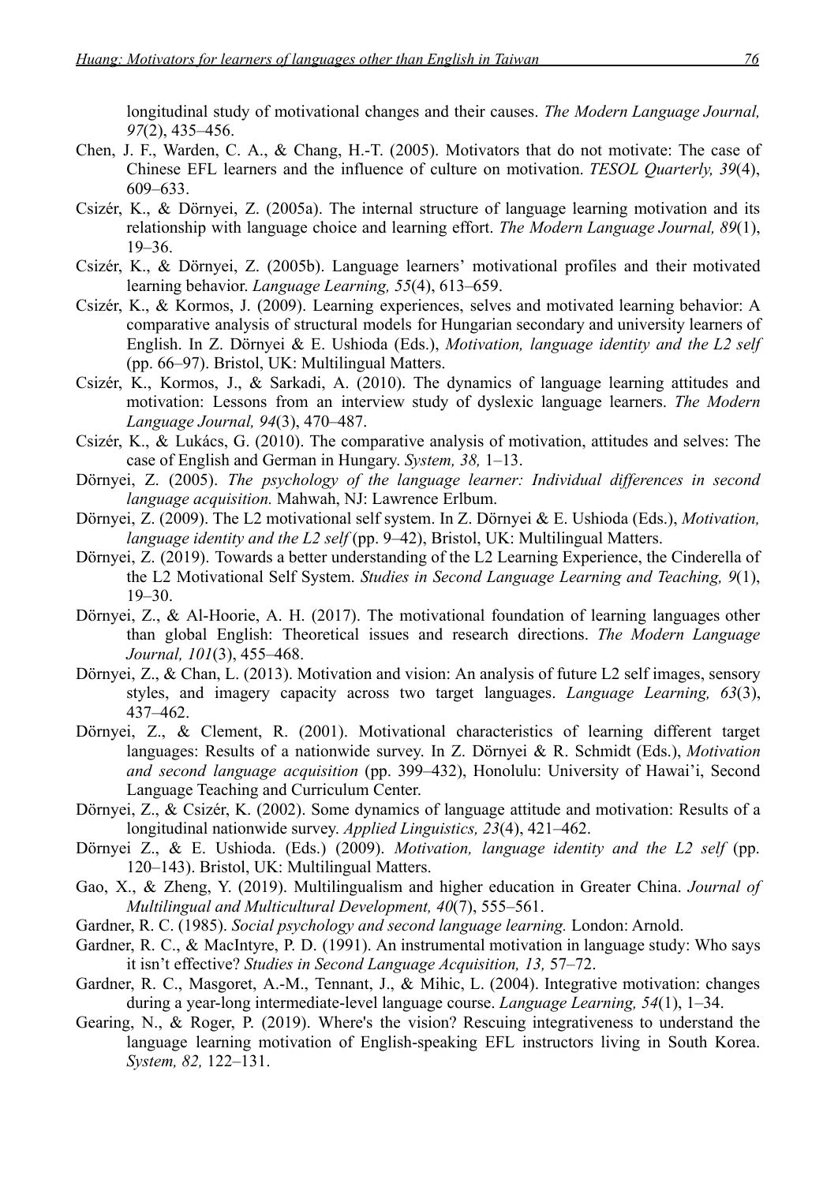longitudinal study of motivational changes and their causes. *The Modern Language Journal, 97*(2), 435–456.

Chen, J. F., Warden, C. A., & Chang, H.-T. (2005). Motivators that do not motivate: The case of Chinese EFL learners and the influence of culture on motivation. *TESOL Quarterly, 39*(4), 609–633.

Csizér, K., & Dörnyei, Z. (2005a). The internal structure of language learning motivation and its relationship with language choice and learning effort. *The Modern Language Journal, 89*(1), 19–36.

Csizér, K., & Dörnyei, Z. (2005b). Language learners' motivational profiles and their motivated learning behavior. *Language Learning, 55*(4), 613–659.

Csizér, K., & Kormos, J. (2009). Learning experiences, selves and motivated learning behavior: A comparative analysis of structural models for Hungarian secondary and university learners of English. In Z. Dörnyei & E. Ushioda (Eds.), *Motivation, language identity and the L2 self* (pp. 66–97). Bristol, UK: Multilingual Matters.

Csizér, K., Kormos, J., & Sarkadi, A. (2010). The dynamics of language learning attitudes and motivation: Lessons from an interview study of dyslexic language learners. *The Modern Language Journal, 94*(3), 470–487.

Csizér, K., & Lukács, G. (2010). The comparative analysis of motivation, attitudes and selves: The case of English and German in Hungary. *System, 38,* 1–13.

Dörnyei, Z. (2005). *The psychology of the language learner: Individual differences in second language acquisition.* Mahwah, NJ: Lawrence Erlbum.

Dörnyei, Z. (2009). The L2 motivational self system. In Z. Dörnyei & E. Ushioda (Eds.), *Motivation, language identity and the L2 self* (pp. 9–42), Bristol, UK: Multilingual Matters.

Dörnyei, Z. (2019). Towards a better understanding of the L2 Learning Experience, the Cinderella of the L2 Motivational Self System. *Studies in Second Language Learning and Teaching, 9*(1), 19–30.

Dörnyei, Z., & Al-Hoorie, A. H. (2017). The motivational foundation of learning languages other than global English: Theoretical issues and research directions. *The Modern Language Journal, 101*(3), 455–468.

Dörnyei, Z., & Chan, L. (2013). Motivation and vision: An analysis of future L2 self images, sensory styles, and imagery capacity across two target languages. *Language Learning, 63*(3), 437–462.

Dörnyei, Z., & Clement, R. (2001). Motivational characteristics of learning different target languages: Results of a nationwide survey. In Z. Dörnyei & R. Schmidt (Eds.), *Motivation and second language acquisition* (pp. 399–432), Honolulu: University of Hawai'i, Second Language Teaching and Curriculum Center.

Dörnyei, Z., & Csizér, K. (2002). Some dynamics of language attitude and motivation: Results of a longitudinal nationwide survey. *Applied Linguistics, 23*(4), 421–462.

Dörnyei Z., & E. Ushioda. (Eds.) (2009). *Motivation, language identity and the L2 self* (pp. 120–143). Bristol, UK: Multilingual Matters.

Gao, X., & Zheng, Y. (2019). Multilingualism and higher education in Greater China. *Journal of Multilingual and Multicultural Development, 40*(7), 555–561.

Gardner, R. C. (1985). *Social psychology and second language learning.* London: Arnold.

Gardner, R. C., & MacIntyre, P. D. (1991). An instrumental motivation in language study: Who says it isn't effective? *Studies in Second Language Acquisition, 13,* 57–72.

Gardner, R. C., Masgoret, A.-M., Tennant, J., & Mihic, L. (2004). Integrative motivation: changes during a year-long intermediate-level language course. *Language Learning, 54*(1), 1–34.

Gearing, N., & Roger, P. (2019). Where's the vision? Rescuing integrativeness to understand the language learning motivation of English-speaking EFL instructors living in South Korea. *System, 82,* 122–131.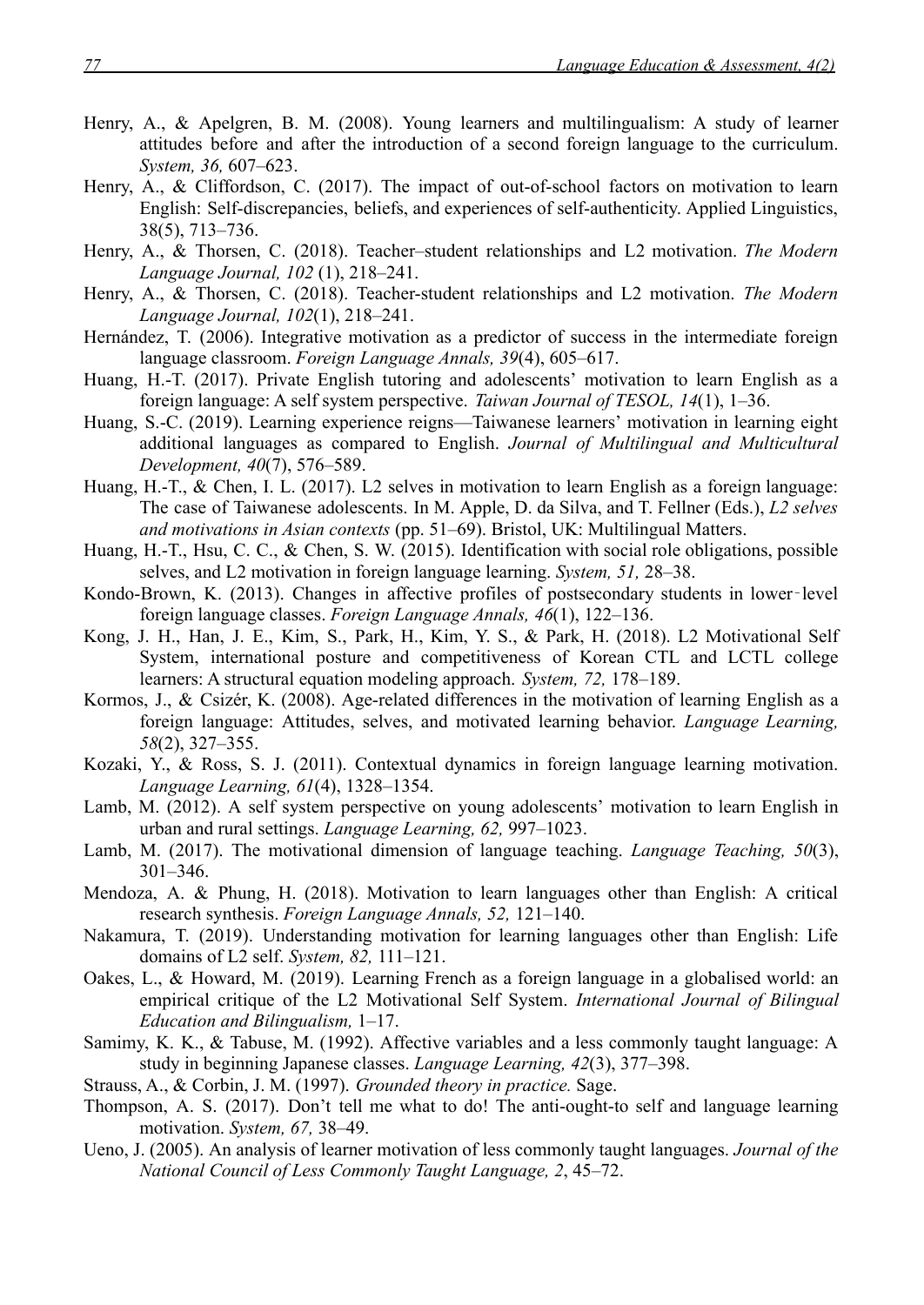Henry, A., & Apelgren, B. M. (2008). Young learners and multilingualism: A study of learner attitudes before and after the introduction of a second foreign language to the curriculum. *System, 36,* 607–623.

Henry, A., & Cliffordson, C. (2017). The impact of out-of-school factors on motivation to learn English: Self-discrepancies, beliefs, and experiences of self-authenticity. Applied Linguistics, 38(5), 713–736.

Henry, A., & Thorsen, C. (2018). Teacher–student relationships and L2 motivation. *The Modern Language Journal, 102* (1), 218–241.

Henry, A., & Thorsen, C. (2018). Teacher-student relationships and L2 motivation. *The Modern Language Journal, 102*(1), 218–241.

Hernández, T. (2006). Integrative motivation as a predictor of success in the intermediate foreign language classroom. *Foreign Language Annals, 39*(4), 605–617.

Huang, H.-T. (2017). Private English tutoring and adolescents' motivation to learn English as a foreign language: A self system perspective. *Taiwan Journal of TESOL, 14*(1), 1–36.

Huang, S.-C. (2019). Learning experience reigns—Taiwanese learners' motivation in learning eight additional languages as compared to English. *Journal of Multilingual and Multicultural Development, 40*(7), 576–589.

Huang, H.-T., & Chen, I. L. (2017). L2 selves in motivation to learn English as a foreign language: The case of Taiwanese adolescents. In M. Apple, D. da Silva, and T. Fellner (Eds.), *L2 selves and motivations in Asian contexts* (pp. 51–69). Bristol, UK: Multilingual Matters.

Huang, H.-T., Hsu, C. C., & Chen, S. W. (2015). Identification with social role obligations, possible selves, and L2 motivation in foreign language learning. *System, 51,* 28–38.

Kondo-Brown, K. (2013). Changes in affective profiles of postsecondary students in lower-level foreign language classes. *Foreign Language Annals, 46*(1), 122–136.

Kong, J. H., Han, J. E., Kim, S., Park, H., Kim, Y. S., & Park, H. (2018). L2 Motivational Self System, international posture and competitiveness of Korean CTL and LCTL college learners: A structural equation modeling approach. *System, 72,* 178–189.

Kormos, J., & Csizér, K. (2008). Age-related differences in the motivation of learning English as a foreign language: Attitudes, selves, and motivated learning behavior. *Language Learning, 58*(2), 327–355.

Kozaki, Y., & Ross, S. J. (2011). Contextual dynamics in foreign language learning motivation. *Language Learning, 61*(4), 1328–1354.

Lamb, M. (2012). A self system perspective on young adolescents' motivation to learn English in urban and rural settings. *Language Learning, 62,* 997–1023.

Lamb, M. (2017). The motivational dimension of language teaching. *Language Teaching, 50*(3), 301–346.

Mendoza, A. & Phung, H. (2018). Motivation to learn languages other than English: A critical research synthesis. *Foreign Language Annals, 52,* 121–140.

Nakamura, T. (2019). Understanding motivation for learning languages other than English: Life domains of L2 self. *System, 82,* 111–121.

Oakes, L., & Howard, M. (2019). Learning French as a foreign language in a globalised world: an empirical critique of the L2 Motivational Self System. *International Journal of Bilingual Education and Bilingualism,* 1–17.

Samimy, K. K., & Tabuse, M. (1992). Affective variables and a less commonly taught language: A study in beginning Japanese classes. *Language Learning, 42*(3), 377–398.

Strauss, A., & Corbin, J. M. (1997). *Grounded theory in practice.* Sage.

Thompson, A. S. (2017). Don't tell me what to do! The anti-ought-to self and language learning motivation. *System, 67,* 38–49.

Ueno, J. (2005). An analysis of learner motivation of less commonly taught languages. *Journal of the National Council of Less Commonly Taught Language, 2*, 45–72.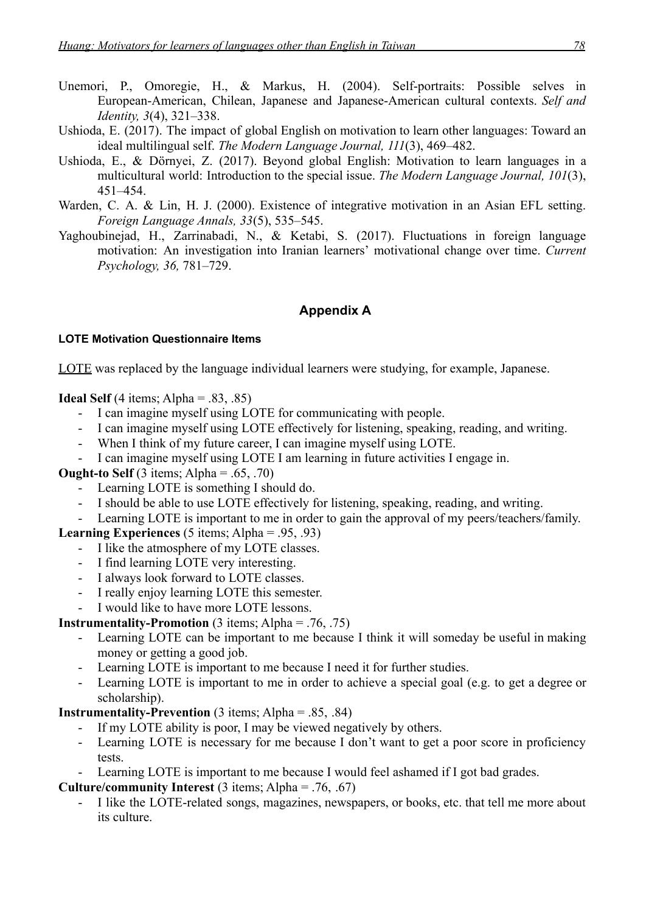Unemori, P., Omoregie, H., & Markus, H. (2004). Self-portraits: Possible selves in European-American, Chilean, Japanese and Japanese-American cultural contexts. *Self and Identity, 3*(4), 321–338.

Ushioda, E. (2017). The impact of global English on motivation to learn other languages: Toward an ideal multilingual self. *The Modern Language Journal, 111*(3), 469–482.

Ushioda, E., & Dörnyei, Z. (2017). Beyond global English: Motivation to learn languages in a multicultural world: Introduction to the special issue. *The Modern Language Journal, 101*(3), 451–454.

Warden, C. A. & Lin, H. J. (2000). Existence of integrative motivation in an Asian EFL setting. *Foreign Language Annals, 33*(5), 535–545.

Yaghoubinejad, H., Zarrinabadi, N., & Ketabi, S. (2017). Fluctuations in foreign language motivation: An investigation into Iranian learners' motivational change over time. *Current Psychology, 36,* 781–729.

## Appendix A

#### LOTE Motivation Questionnaire Items

<u>LOTE</u> was replaced by the language individual learners were studying, for example, Japanese.

**Ideal Self** (4 items; Alpha = .83, .85)

- I can imagine myself using LOTE for communicating with people.
- I can imagine myself using LOTE effectively for listening, speaking, reading, and writing.
- When I think of my future career, I can imagine myself using LOTE.
- I can imagine myself using LOTE I am learning in future activities I engage in.

**Ought-to Self** (3 items; Alpha = .65, .70)

- Learning LOTE is something I should do.
- I should be able to use LOTE effectively for listening, speaking, reading, and writing.
- Learning LOTE is important to me in order to gain the approval of my peers/teachers/family.

**Learning Experiences** (5 items; Alpha = .95, .93)

- I like the atmosphere of my LOTE classes.
- I find learning LOTE very interesting.
- I always look forward to LOTE classes.
- I really enjoy learning LOTE this semester.
- I would like to have more LOTE lessons.

**Instrumentality-Promotion** (3 items; Alpha = .76, .75)

- Learning LOTE can be important to me because I think it will someday be useful in making money or getting a good job.
- Learning LOTE is important to me because I need it for further studies.
- Learning LOTE is important to me in order to achieve a special goal (e.g. to get a degree or scholarship).

**Instrumentality-Prevention** (3 items; Alpha = .85, .84)

- If my LOTE ability is poor, I may be viewed negatively by others.
- Learning LOTE is necessary for me because I don't want to get a poor score in proficiency tests.
- Learning LOTE is important to me because I would feel ashamed if I got bad grades.

**Culture/community Interest** (3 items; Alpha = .76, .67)

- I like the LOTE-related songs, magazines, newspapers, or books, etc. that tell me more about its culture.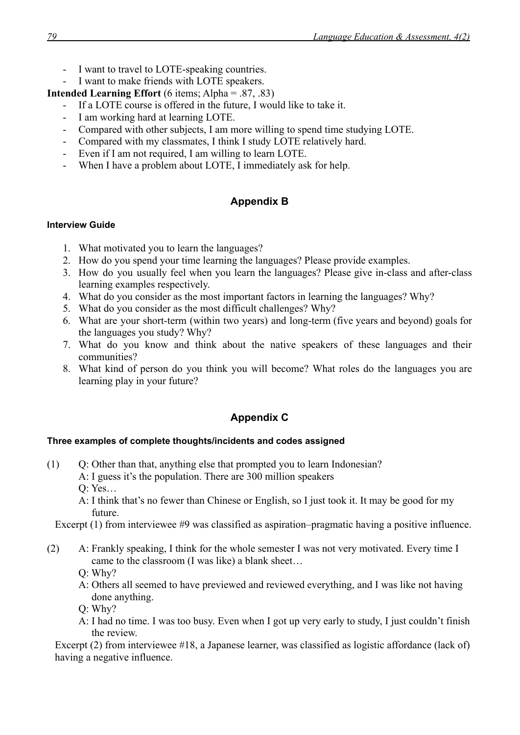- I want to travel to LOTE-speaking countries.
- I want to make friends with LOTE speakers.

**Intended Learning Effort** (6 items; Alpha = .87, .83)

- If a LOTE course is offered in the future, I would like to take it.
- I am working hard at learning LOTE.
- Compared with other subjects, I am more willing to spend time studying LOTE.
- Compared with my classmates, I think I study LOTE relatively hard.
- Even if I am not required, I am willing to learn LOTE.
- When I have a problem about LOTE, I immediately ask for help.

## Appendix B

#### Interview Guide

1. What motivated you to learn the languages?
2. How do you spend your time learning the languages? Please provide examples.
3. How do you usually feel when you learn the languages? Please give in-class and after-class learning examples respectively.
4. What do you consider as the most important factors in learning the languages? Why?
5. What do you consider as the most difficult challenges? Why?
6. What are your short-term (within two years) and long-term (five years and beyond) goals for the languages you study? Why?
7. What do you know and think about the native speakers of these languages and their communities?
8. What kind of person do you think you will become? What roles do the languages you are learning play in your future?

## Appendix C

#### Three examples of complete thoughts/incidents and codes assigned

(1) Q: Other than that, anything else that prompted you to learn Indonesian?
A: I guess it's the population. There are 300 million speakers
Q: Yes…
A: I think that's no fewer than Chinese or English, so I just took it. It may be good for my future.

Excerpt (1) from interviewee #9 was classified as aspiration–pragmatic having a positive influence.

(2) A: Frankly speaking, I think for the whole semester I was not very motivated. Every time I came to the classroom (I was like) a blank sheet…
Q: Why?
A: Others all seemed to have previewed and reviewed everything, and I was like not having done anything.
Q: Why?
A: I had no time. I was too busy. Even when I got up very early to study, I just couldn't finish the review.

Excerpt (2) from interviewee #18, a Japanese learner, was classified as logistic affordance (lack of) having a negative influence.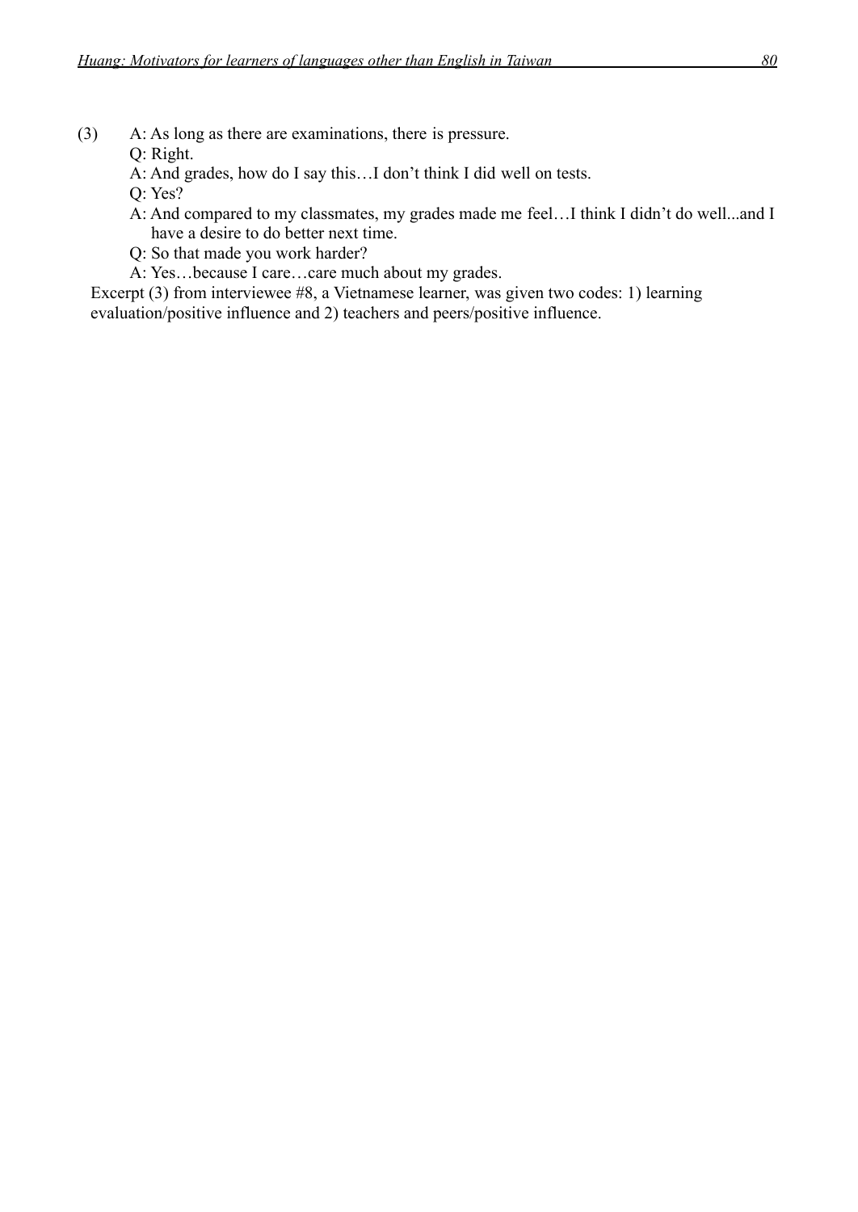(3) A: As long as there are examinations, there is pressure.
 Q: Right.
 A: And grades, how do I say this…I don't think I did well on tests.
 Q: Yes?
 A: And compared to my classmates, my grades made me feel…I think I didn't do well...and I have a desire to do better next time.
 Q: So that made you work harder?
 A: Yes…because I care…care much about my grades.

Excerpt (3) from interviewee #8, a Vietnamese learner, was given two codes: 1) learning evaluation/positive influence and 2) teachers and peers/positive influence.